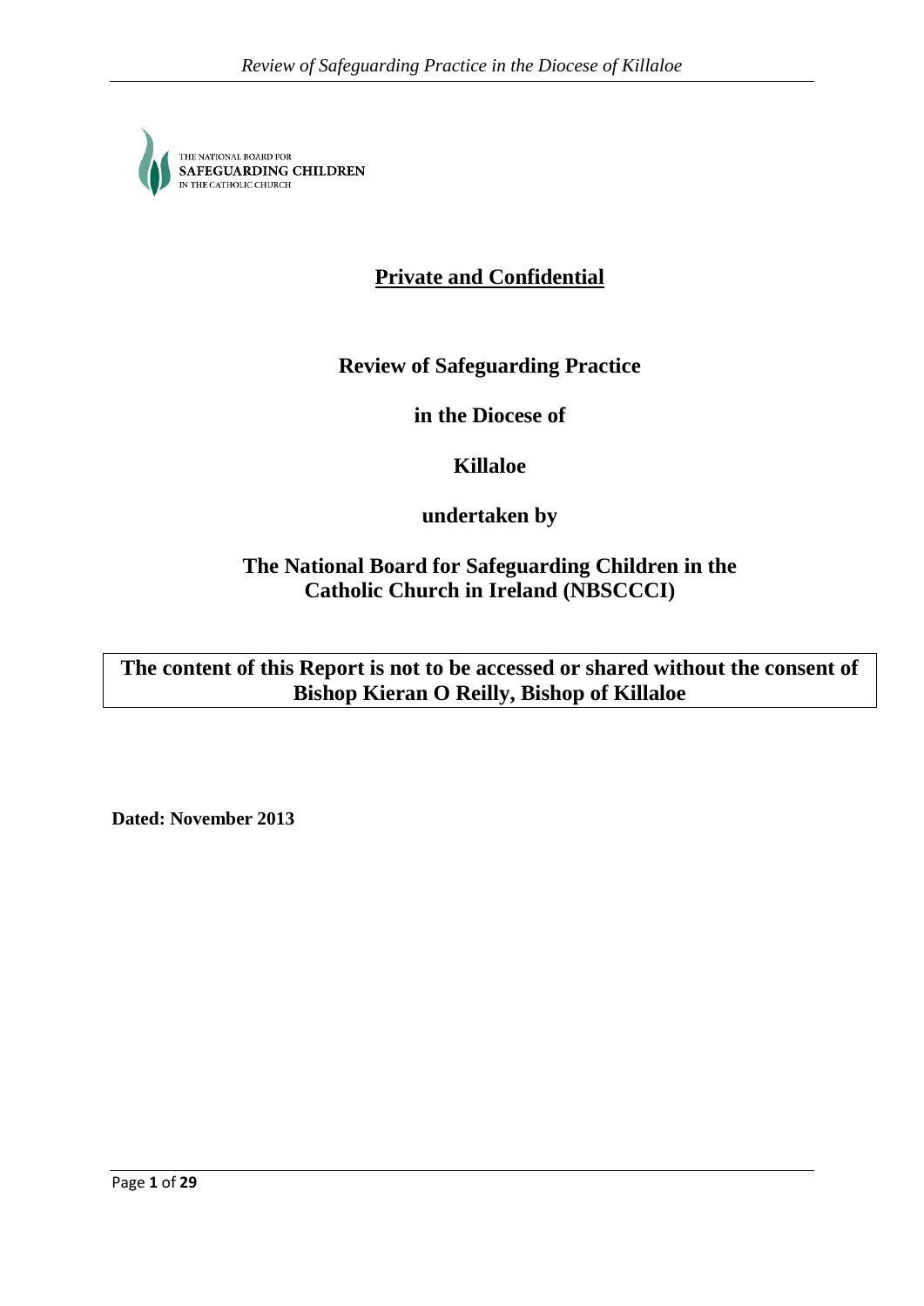THE NATIONAL BOARD FOR
**SAFEGUARDING CHILDREN**
IN THE CATHOLIC CHURCH

# **Private and Confidential**

**Review of Safeguarding Practice**

**in the Diocese of**

**Killaloe**

**undertaken by**

**The National Board for Safeguarding Children in the Catholic Church in Ireland (NBSCCCI)**

**The content of this Report is not to be accessed or shared without the consent of Bishop Kieran O Reilly, Bishop of Killaloe**

**Dated: November 2013**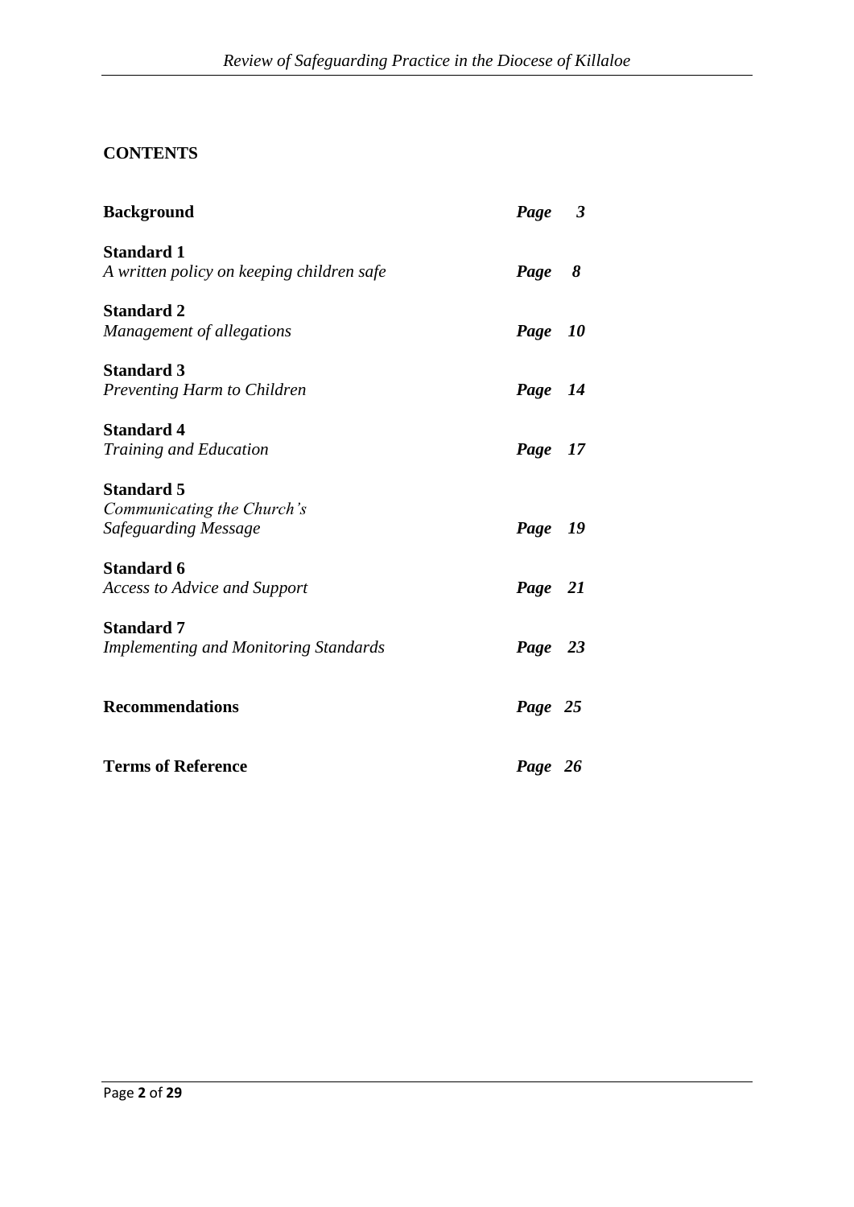## CONTENTS

| | |
|---|---|
| **Background** | ***Page 3*** |
| **Standard 1**<br>*A written policy on keeping children safe* | ***Page 8*** |
| **Standard 2**<br>*Management of allegations* | ***Page 10*** |
| **Standard 3**<br>*Preventing Harm to Children* | ***Page 14*** |
| **Standard 4**<br>*Training and Education* | ***Page 17*** |
| **Standard 5**<br>*Communicating the Church's Safeguarding Message* | ***Page 19*** |
| **Standard 6**<br>*Access to Advice and Support* | ***Page 21*** |
| **Standard 7**<br>*Implementing and Monitoring Standards* | ***Page 23*** |
| **Recommendations** | ***Page 25*** |
| **Terms of Reference** | ***Page 26*** |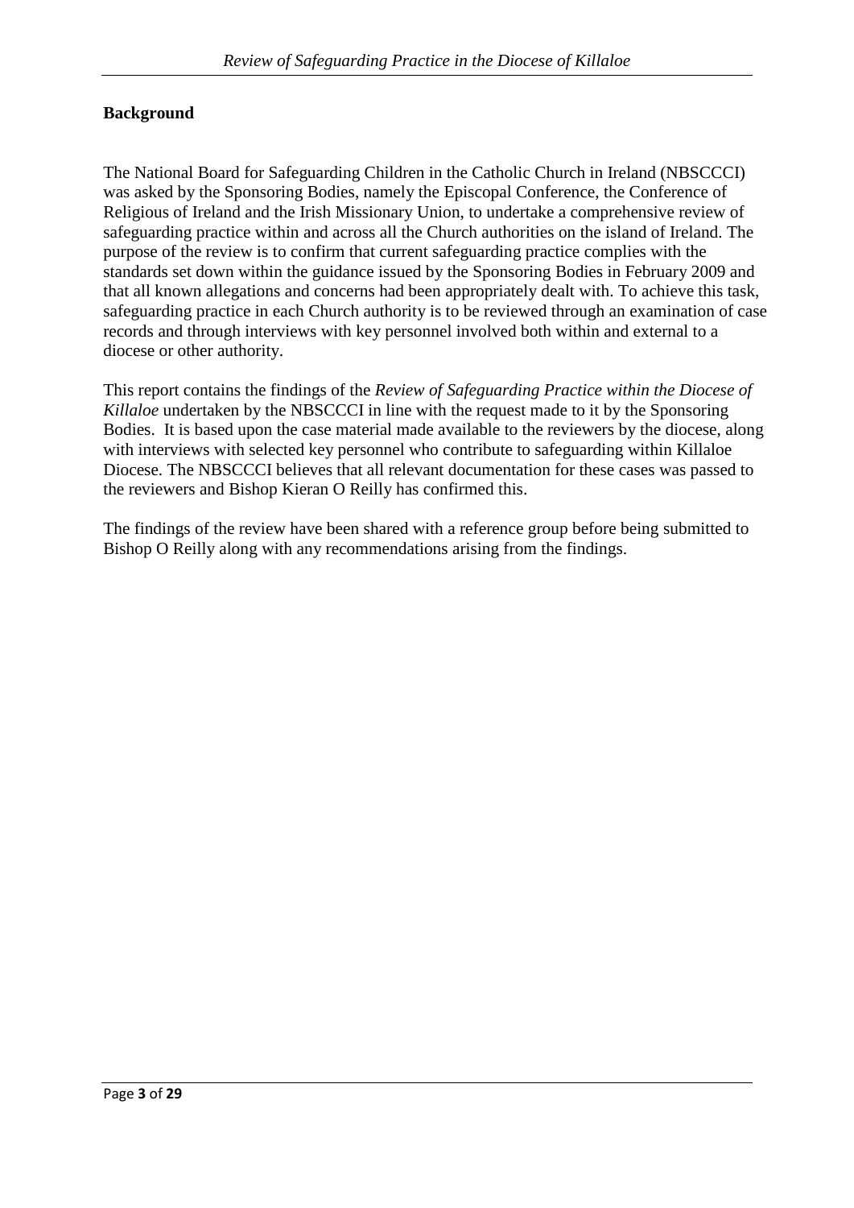## Background

The National Board for Safeguarding Children in the Catholic Church in Ireland (NBSCCCI) was asked by the Sponsoring Bodies, namely the Episcopal Conference, the Conference of Religious of Ireland and the Irish Missionary Union, to undertake a comprehensive review of safeguarding practice within and across all the Church authorities on the island of Ireland. The purpose of the review is to confirm that current safeguarding practice complies with the standards set down within the guidance issued by the Sponsoring Bodies in February 2009 and that all known allegations and concerns had been appropriately dealt with. To achieve this task, safeguarding practice in each Church authority is to be reviewed through an examination of case records and through interviews with key personnel involved both within and external to a diocese or other authority.

This report contains the findings of the *Review of Safeguarding Practice within the Diocese of Killaloe* undertaken by the NBSCCCI in line with the request made to it by the Sponsoring Bodies. It is based upon the case material made available to the reviewers by the diocese, along with interviews with selected key personnel who contribute to safeguarding within Killaloe Diocese. The NBSCCCI believes that all relevant documentation for these cases was passed to the reviewers and Bishop Kieran O Reilly has confirmed this.

The findings of the review have been shared with a reference group before being submitted to Bishop O Reilly along with any recommendations arising from the findings.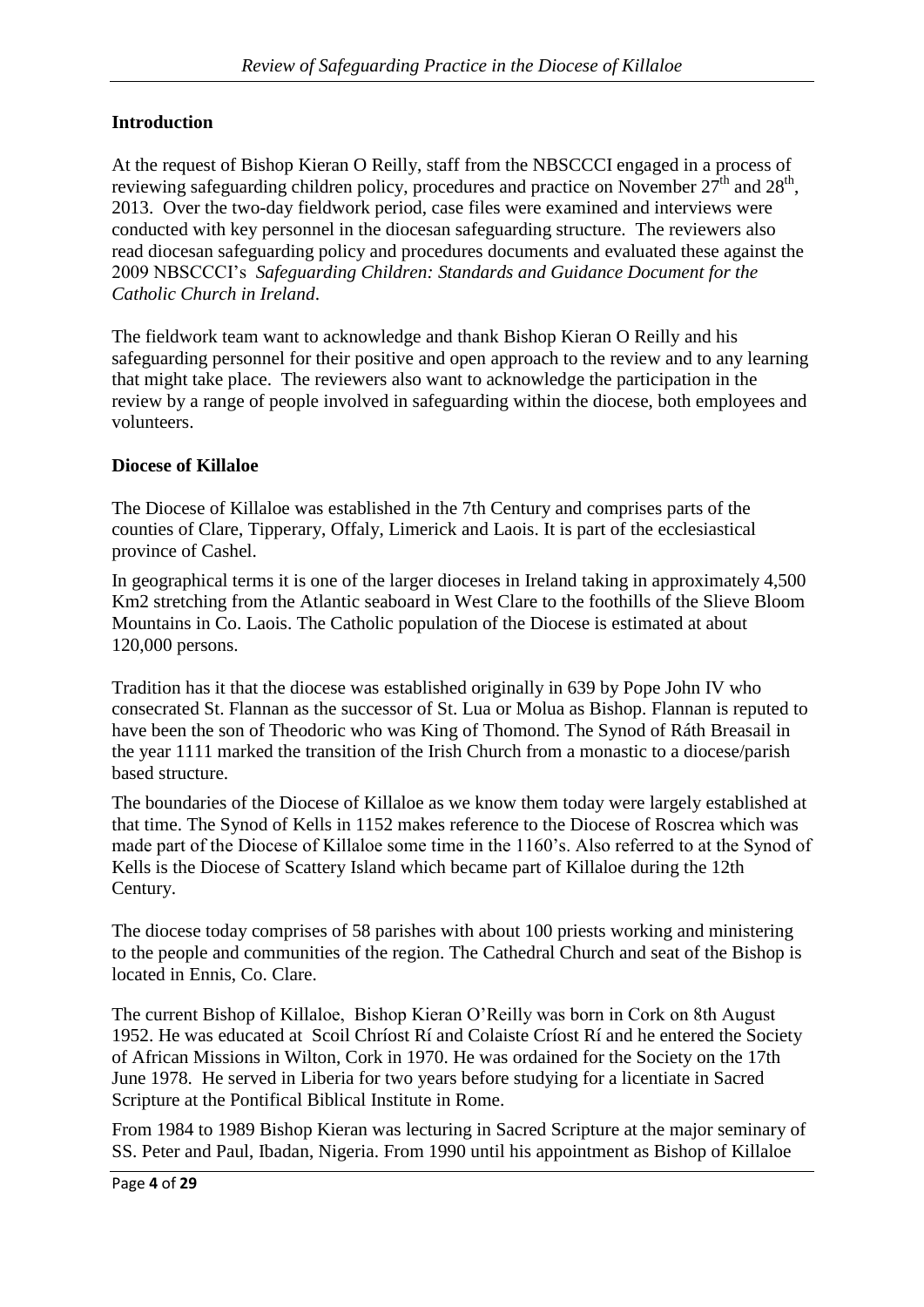## Introduction

At the request of Bishop Kieran O Reilly, staff from the NBSCCCI engaged in a process of reviewing safeguarding children policy, procedures and practice on November 27th and 28th, 2013. Over the two-day fieldwork period, case files were examined and interviews were conducted with key personnel in the diocesan safeguarding structure. The reviewers also read diocesan safeguarding policy and procedures documents and evaluated these against the 2009 NBSCCCI's *Safeguarding Children: Standards and Guidance Document for the Catholic Church in Ireland*.

The fieldwork team want to acknowledge and thank Bishop Kieran O Reilly and his safeguarding personnel for their positive and open approach to the review and to any learning that might take place. The reviewers also want to acknowledge the participation in the review by a range of people involved in safeguarding within the diocese, both employees and volunteers.

## Diocese of Killaloe

The Diocese of Killaloe was established in the 7th Century and comprises parts of the counties of Clare, Tipperary, Offaly, Limerick and Laois. It is part of the ecclesiastical province of Cashel.

In geographical terms it is one of the larger dioceses in Ireland taking in approximately 4,500 Km2 stretching from the Atlantic seaboard in West Clare to the foothills of the Slieve Bloom Mountains in Co. Laois. The Catholic population of the Diocese is estimated at about 120,000 persons.

Tradition has it that the diocese was established originally in 639 by Pope John IV who consecrated St. Flannan as the successor of St. Lua or Molua as Bishop. Flannan is reputed to have been the son of Theodoric who was King of Thomond. The Synod of Ráth Breasail in the year 1111 marked the transition of the Irish Church from a monastic to a diocese/parish based structure.

The boundaries of the Diocese of Killaloe as we know them today were largely established at that time. The Synod of Kells in 1152 makes reference to the Diocese of Roscrea which was made part of the Diocese of Killaloe some time in the 1160's. Also referred to at the Synod of Kells is the Diocese of Scattery Island which became part of Killaloe during the 12th Century.

The diocese today comprises of 58 parishes with about 100 priests working and ministering to the people and communities of the region. The Cathedral Church and seat of the Bishop is located in Ennis, Co. Clare.

The current Bishop of Killaloe, Bishop Kieran O'Reilly was born in Cork on 8th August 1952. He was educated at Scoil Chríost Rí and Colaiste Críost Rí and he entered the Society of African Missions in Wilton, Cork in 1970. He was ordained for the Society on the 17th June 1978. He served in Liberia for two years before studying for a licentiate in Sacred Scripture at the Pontifical Biblical Institute in Rome.

From 1984 to 1989 Bishop Kieran was lecturing in Sacred Scripture at the major seminary of SS. Peter and Paul, Ibadan, Nigeria. From 1990 until his appointment as Bishop of Killaloe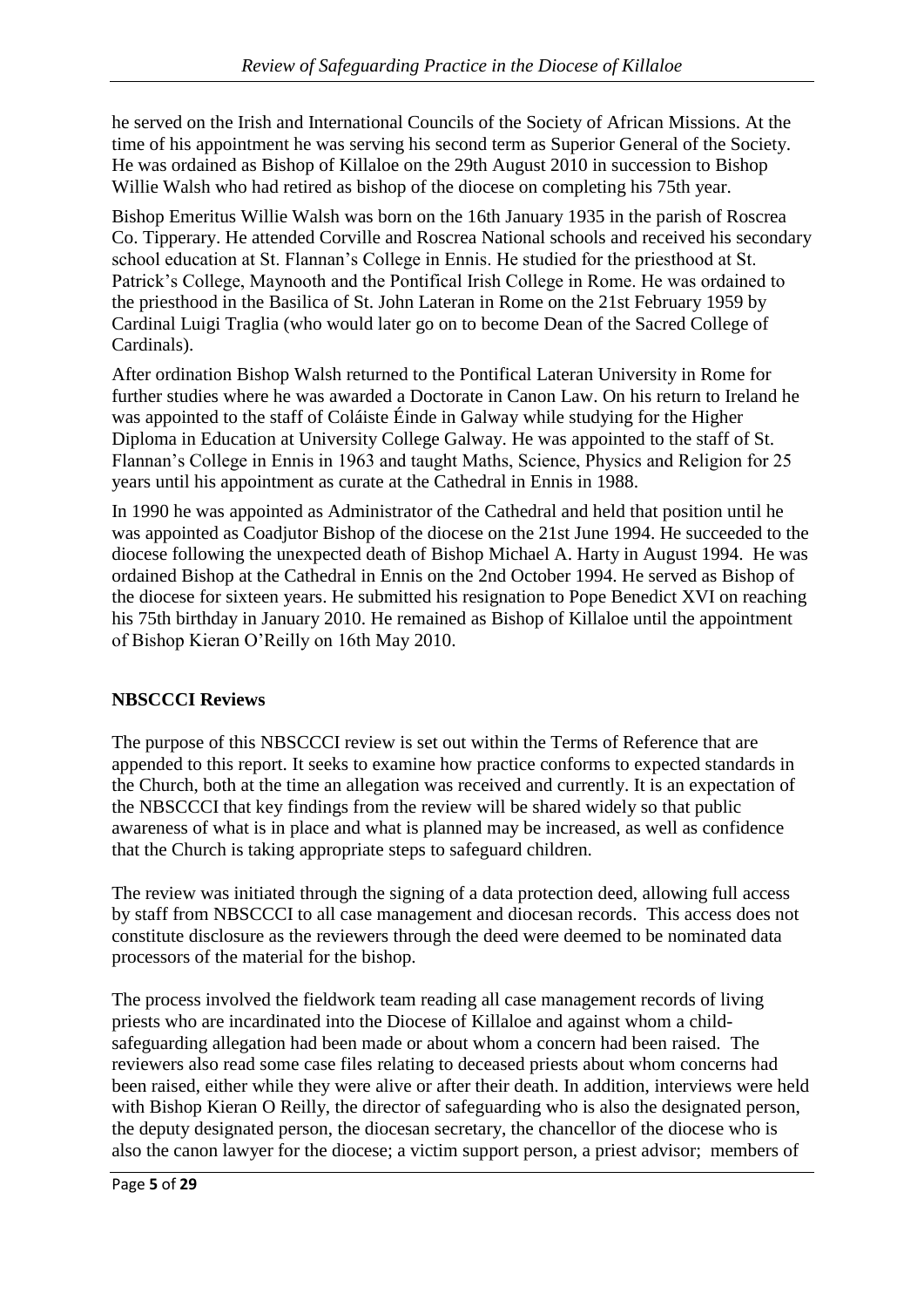he served on the Irish and International Councils of the Society of African Missions. At the time of his appointment he was serving his second term as Superior General of the Society. He was ordained as Bishop of Killaloe on the 29th August 2010 in succession to Bishop Willie Walsh who had retired as bishop of the diocese on completing his 75th year.

Bishop Emeritus Willie Walsh was born on the 16th January 1935 in the parish of Roscrea Co. Tipperary. He attended Corville and Roscrea National schools and received his secondary school education at St. Flannan's College in Ennis. He studied for the priesthood at St. Patrick's College, Maynooth and the Pontifical Irish College in Rome. He was ordained to the priesthood in the Basilica of St. John Lateran in Rome on the 21st February 1959 by Cardinal Luigi Traglia (who would later go on to become Dean of the Sacred College of Cardinals).

After ordination Bishop Walsh returned to the Pontifical Lateran University in Rome for further studies where he was awarded a Doctorate in Canon Law. On his return to Ireland he was appointed to the staff of Coláiste Éinde in Galway while studying for the Higher Diploma in Education at University College Galway. He was appointed to the staff of St. Flannan's College in Ennis in 1963 and taught Maths, Science, Physics and Religion for 25 years until his appointment as curate at the Cathedral in Ennis in 1988.

In 1990 he was appointed as Administrator of the Cathedral and held that position until he was appointed as Coadjutor Bishop of the diocese on the 21st June 1994. He succeeded to the diocese following the unexpected death of Bishop Michael A. Harty in August 1994. He was ordained Bishop at the Cathedral in Ennis on the 2nd October 1994. He served as Bishop of the diocese for sixteen years. He submitted his resignation to Pope Benedict XVI on reaching his 75th birthday in January 2010. He remained as Bishop of Killaloe until the appointment of Bishop Kieran O'Reilly on 16th May 2010.

## NBSCCCI Reviews

The purpose of this NBSCCCI review is set out within the Terms of Reference that are appended to this report. It seeks to examine how practice conforms to expected standards in the Church, both at the time an allegation was received and currently. It is an expectation of the NBSCCCI that key findings from the review will be shared widely so that public awareness of what is in place and what is planned may be increased, as well as confidence that the Church is taking appropriate steps to safeguard children.

The review was initiated through the signing of a data protection deed, allowing full access by staff from NBSCCCI to all case management and diocesan records. This access does not constitute disclosure as the reviewers through the deed were deemed to be nominated data processors of the material for the bishop.

The process involved the fieldwork team reading all case management records of living priests who are incardinated into the Diocese of Killaloe and against whom a child-safeguarding allegation had been made or about whom a concern had been raised. The reviewers also read some case files relating to deceased priests about whom concerns had been raised, either while they were alive or after their death. In addition, interviews were held with Bishop Kieran O Reilly, the director of safeguarding who is also the designated person, the deputy designated person, the diocesan secretary, the chancellor of the diocese who is also the canon lawyer for the diocese; a victim support person, a priest advisor; members of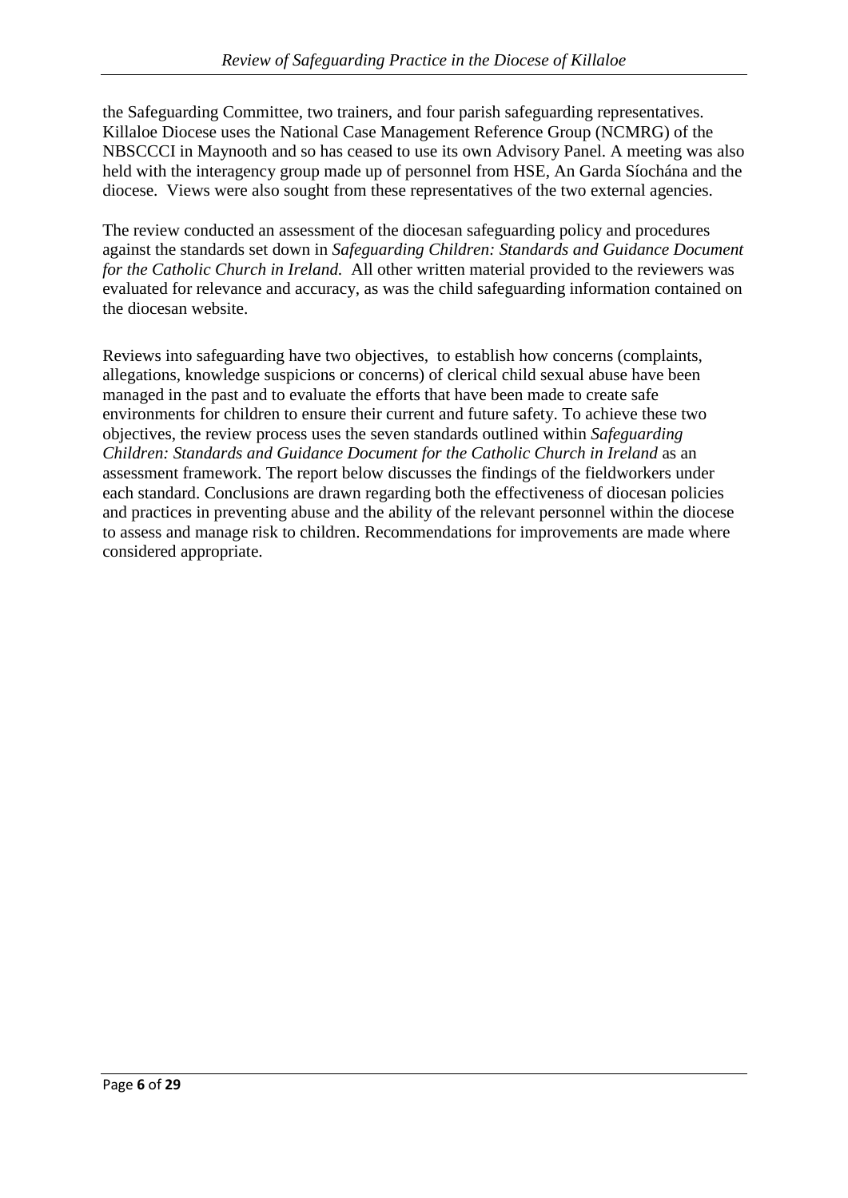the Safeguarding Committee, two trainers, and four parish safeguarding representatives. Killaloe Diocese uses the National Case Management Reference Group (NCMRG) of the NBSCCCI in Maynooth and so has ceased to use its own Advisory Panel. A meeting was also held with the interagency group made up of personnel from HSE, An Garda Síochána and the diocese. Views were also sought from these representatives of the two external agencies.

The review conducted an assessment of the diocesan safeguarding policy and procedures against the standards set down in *Safeguarding Children: Standards and Guidance Document for the Catholic Church in Ireland.* All other written material provided to the reviewers was evaluated for relevance and accuracy, as was the child safeguarding information contained on the diocesan website.

Reviews into safeguarding have two objectives, to establish how concerns (complaints, allegations, knowledge suspicions or concerns) of clerical child sexual abuse have been managed in the past and to evaluate the efforts that have been made to create safe environments for children to ensure their current and future safety. To achieve these two objectives, the review process uses the seven standards outlined within *Safeguarding Children: Standards and Guidance Document for the Catholic Church in Ireland* as an assessment framework. The report below discusses the findings of the fieldworkers under each standard. Conclusions are drawn regarding both the effectiveness of diocesan policies and practices in preventing abuse and the ability of the relevant personnel within the diocese to assess and manage risk to children. Recommendations for improvements are made where considered appropriate.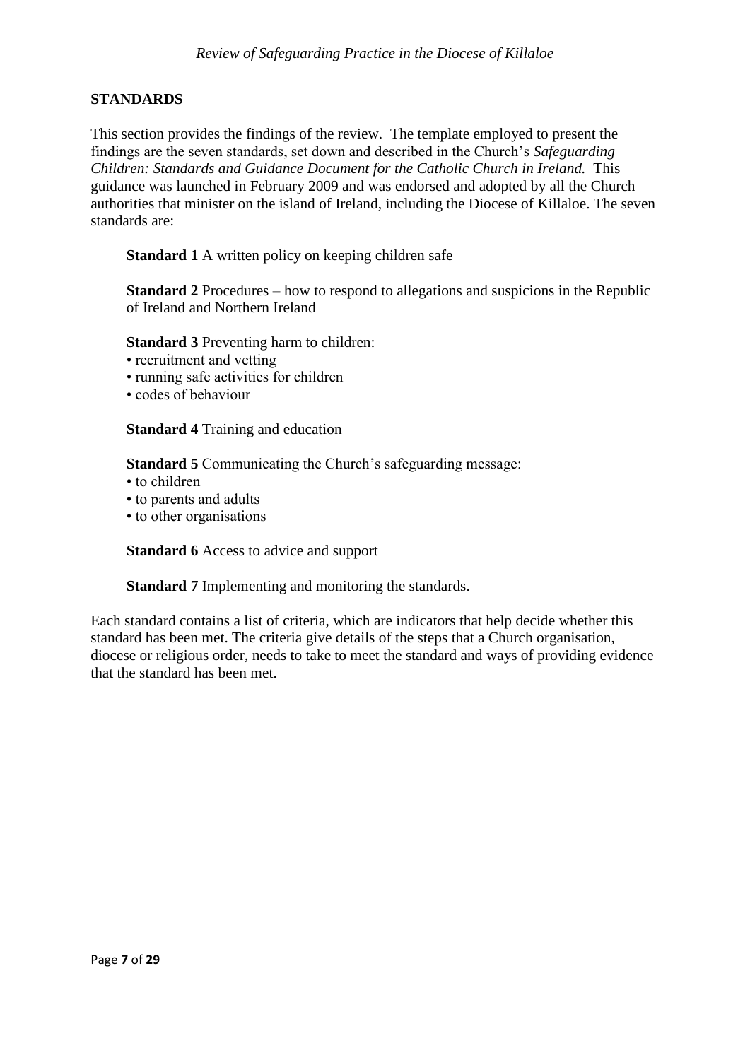## STANDARDS

This section provides the findings of the review. The template employed to present the findings are the seven standards, set down and described in the Church's *Safeguarding Children: Standards and Guidance Document for the Catholic Church in Ireland.* This guidance was launched in February 2009 and was endorsed and adopted by all the Church authorities that minister on the island of Ireland, including the Diocese of Killaloe. The seven standards are:

**Standard 1** A written policy on keeping children safe

**Standard 2** Procedures – how to respond to allegations and suspicions in the Republic of Ireland and Northern Ireland

**Standard 3** Preventing harm to children:

- recruitment and vetting
- running safe activities for children
- codes of behaviour

**Standard 4** Training and education

**Standard 5** Communicating the Church's safeguarding message:

- to children
- to parents and adults
- to other organisations

**Standard 6** Access to advice and support

**Standard 7** Implementing and monitoring the standards.

Each standard contains a list of criteria, which are indicators that help decide whether this standard has been met. The criteria give details of the steps that a Church organisation, diocese or religious order, needs to take to meet the standard and ways of providing evidence that the standard has been met.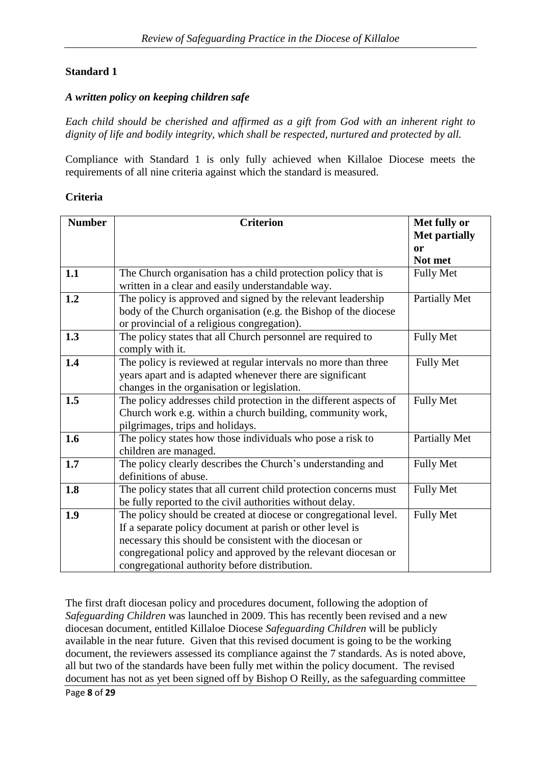**Standard 1**

***A written policy on keeping children safe***

*Each child should be cherished and affirmed as a gift from God with an inherent right to dignity of life and bodily integrity, which shall be respected, nurtured and protected by all.*

Compliance with Standard 1 is only fully achieved when Killaloe Diocese meets the requirements of all nine criteria against which the standard is measured.

**Criteria**

| Number | Criterion | Met fully or Met partially or Not met |
|---|---|---|
| **1.1** | The Church organisation has a child protection policy that is written in a clear and easily understandable way. | Fully Met |
| **1.2** | The policy is approved and signed by the relevant leadership body of the Church organisation (e.g. the Bishop of the diocese or provincial of a religious congregation). | Partially Met |
| **1.3** | The policy states that all Church personnel are required to comply with it. | Fully Met |
| **1.4** | The policy is reviewed at regular intervals no more than three years apart and is adapted whenever there are significant changes in the organisation or legislation. | Fully Met |
| **1.5** | The policy addresses child protection in the different aspects of Church work e.g. within a church building, community work, pilgrimages, trips and holidays. | Fully Met |
| **1.6** | The policy states how those individuals who pose a risk to children are managed. | Partially Met |
| **1.7** | The policy clearly describes the Church's understanding and definitions of abuse. | Fully Met |
| **1.8** | The policy states that all current child protection concerns must be fully reported to the civil authorities without delay. | Fully Met |
| **1.9** | The policy should be created at diocese or congregational level. If a separate policy document at parish or other level is necessary this should be consistent with the diocesan or congregational policy and approved by the relevant diocesan or congregational authority before distribution. | Fully Met |

The first draft diocesan policy and procedures document, following the adoption of *Safeguarding Children* was launched in 2009. This has recently been revised and a new diocesan document, entitled Killaloe Diocese *Safeguarding Children* will be publicly available in the near future. Given that this revised document is going to be the working document, the reviewers assessed its compliance against the 7 standards. As is noted above, all but two of the standards have been fully met within the policy document. The revised document has not as yet been signed off by Bishop O Reilly, as the safeguarding committee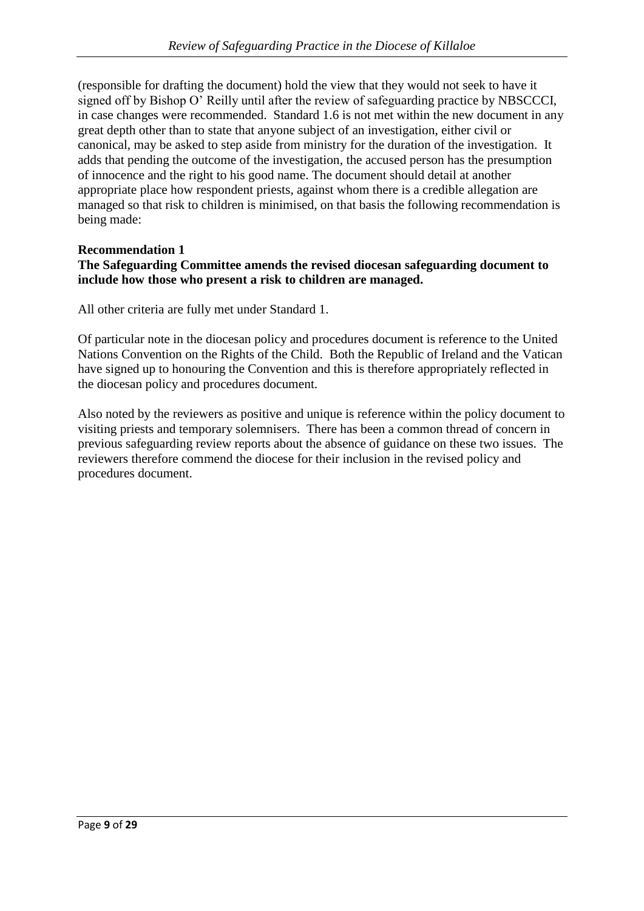(responsible for drafting the document) hold the view that they would not seek to have it signed off by Bishop O' Reilly until after the review of safeguarding practice by NBSCCCI, in case changes were recommended. Standard 1.6 is not met within the new document in any great depth other than to state that anyone subject of an investigation, either civil or canonical, may be asked to step aside from ministry for the duration of the investigation. It adds that pending the outcome of the investigation, the accused person has the presumption of innocence and the right to his good name. The document should detail at another appropriate place how respondent priests, against whom there is a credible allegation are managed so that risk to children is minimised, on that basis the following recommendation is being made:

**Recommendation 1**
**The Safeguarding Committee amends the revised diocesan safeguarding document to include how those who present a risk to children are managed.**

All other criteria are fully met under Standard 1.

Of particular note in the diocesan policy and procedures document is reference to the United Nations Convention on the Rights of the Child. Both the Republic of Ireland and the Vatican have signed up to honouring the Convention and this is therefore appropriately reflected in the diocesan policy and procedures document.

Also noted by the reviewers as positive and unique is reference within the policy document to visiting priests and temporary solemnisers. There has been a common thread of concern in previous safeguarding review reports about the absence of guidance on these two issues. The reviewers therefore commend the diocese for their inclusion in the revised policy and procedures document.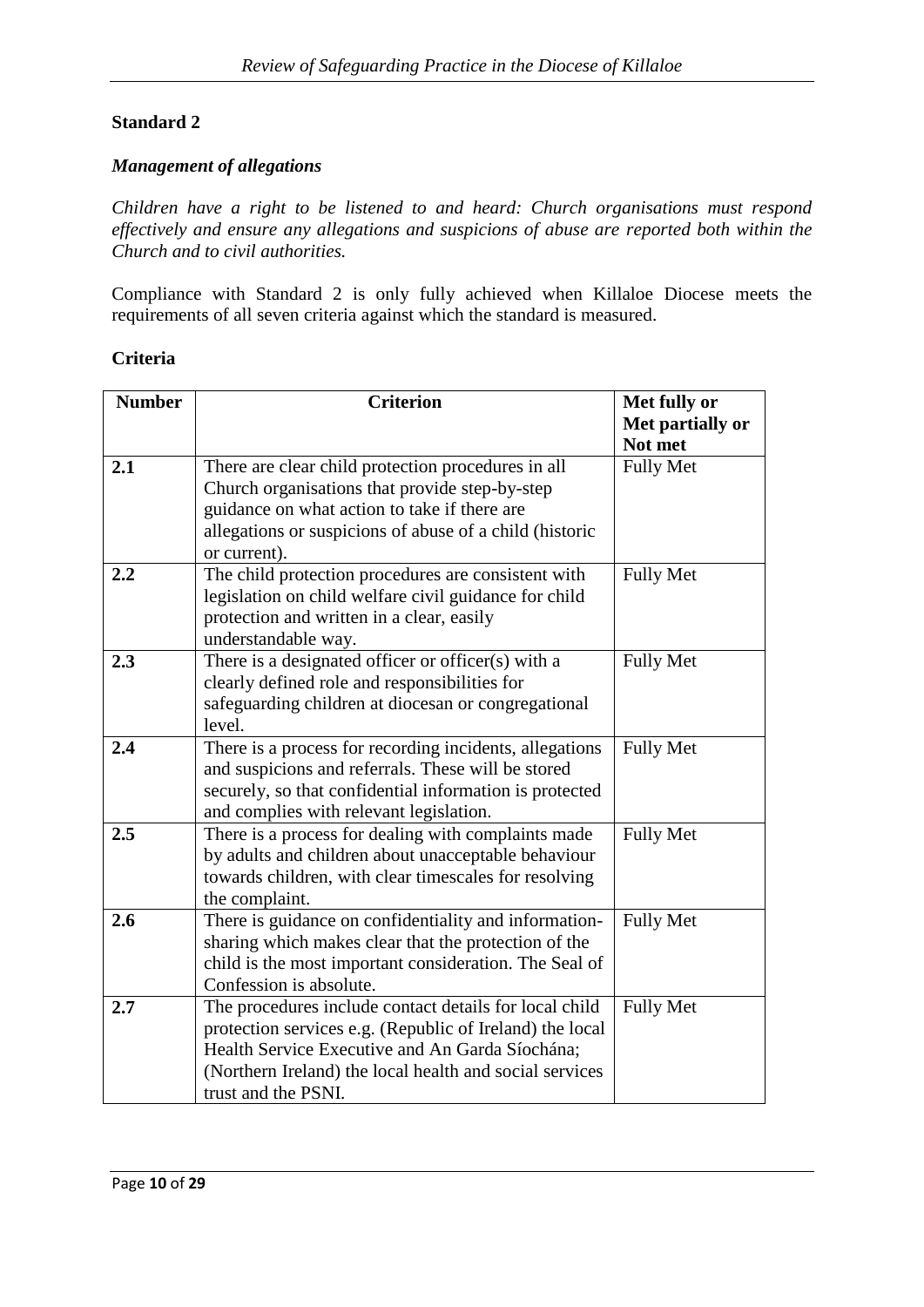## Standard 2

### *Management of allegations*

*Children have a right to be listened to and heard: Church organisations must respond effectively and ensure any allegations and suspicions of abuse are reported both within the Church and to civil authorities.*

Compliance with Standard 2 is only fully achieved when Killaloe Diocese meets the requirements of all seven criteria against which the standard is measured.

**Criteria**

| Number | Criterion | Met fully or Met partially or Not met |
|---|---|---|
| **2.1** | There are clear child protection procedures in all Church organisations that provide step-by-step guidance on what action to take if there are allegations or suspicions of abuse of a child (historic or current). | Fully Met |
| **2.2** | The child protection procedures are consistent with legislation on child welfare civil guidance for child protection and written in a clear, easily understandable way. | Fully Met |
| **2.3** | There is a designated officer or officer(s) with a clearly defined role and responsibilities for safeguarding children at diocesan or congregational level. | Fully Met |
| **2.4** | There is a process for recording incidents, allegations and suspicions and referrals. These will be stored securely, so that confidential information is protected and complies with relevant legislation. | Fully Met |
| **2.5** | There is a process for dealing with complaints made by adults and children about unacceptable behaviour towards children, with clear timescales for resolving the complaint. | Fully Met |
| **2.6** | There is guidance on confidentiality and information-sharing which makes clear that the protection of the child is the most important consideration. The Seal of Confession is absolute. | Fully Met |
| **2.7** | The procedures include contact details for local child protection services e.g. (Republic of Ireland) the local Health Service Executive and An Garda Síochána; (Northern Ireland) the local health and social services trust and the PSNI. | Fully Met |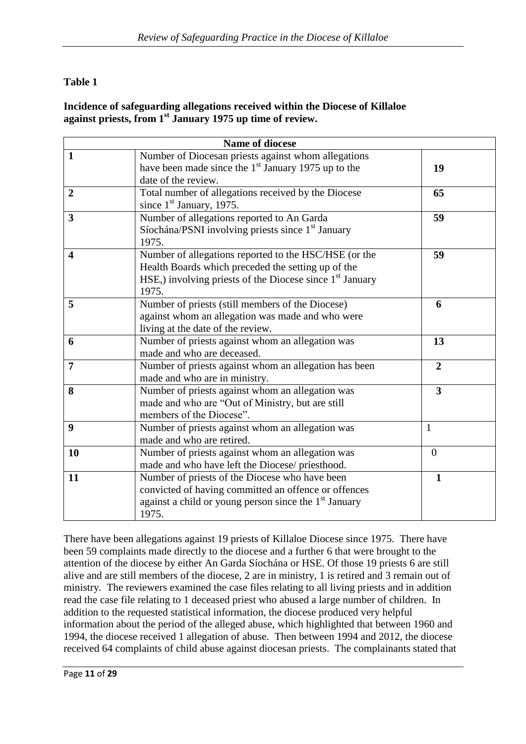**Table 1**

**Incidence of safeguarding allegations received within the Diocese of Killaloe against priests, from 1st January 1975 up time of review.**

| Name of diocese | | |
|---|---|---|
| **1** | Number of Diocesan priests against whom allegations have been made since the 1st January 1975 up to the date of the review. | **19** |
| **2** | Total number of allegations received by the Diocese since 1st January, 1975. | **65** |
| **3** | Number of allegations reported to An Garda Síochána/PSNI involving priests since 1st January 1975. | **59** |
| **4** | Number of allegations reported to the HSC/HSE (or the Health Boards which preceded the setting up of the HSE,) involving priests of the Diocese since 1st January 1975. | **59** |
| **5** | Number of priests (still members of the Diocese) against whom an allegation was made and who were living at the date of the review. | **6** |
| **6** | Number of priests against whom an allegation was made and who are deceased. | **13** |
| **7** | Number of priests against whom an allegation has been made and who are in ministry. | **2** |
| **8** | Number of priests against whom an allegation was made and who are "Out of Ministry, but are still members of the Diocese". | **3** |
| **9** | Number of priests against whom an allegation was made and who are retired. | 1 |
| **10** | Number of priests against whom an allegation was made and who have left the Diocese/ priesthood. | 0 |
| **11** | Number of priests of the Diocese who have been convicted of having committed an offence or offences against a child or young person since the 1st January 1975. | **1** |

There have been allegations against 19 priests of Killaloe Diocese since 1975. There have been 59 complaints made directly to the diocese and a further 6 that were brought to the attention of the diocese by either An Garda Síochána or HSE. Of those 19 priests 6 are still alive and are still members of the diocese, 2 are in ministry, 1 is retired and 3 remain out of ministry. The reviewers examined the case files relating to all living priests and in addition read the case file relating to 1 deceased priest who abused a large number of children. In addition to the requested statistical information, the diocese produced very helpful information about the period of the alleged abuse, which highlighted that between 1960 and 1994, the diocese received 1 allegation of abuse. Then between 1994 and 2012, the diocese received 64 complaints of child abuse against diocesan priests. The complainants stated that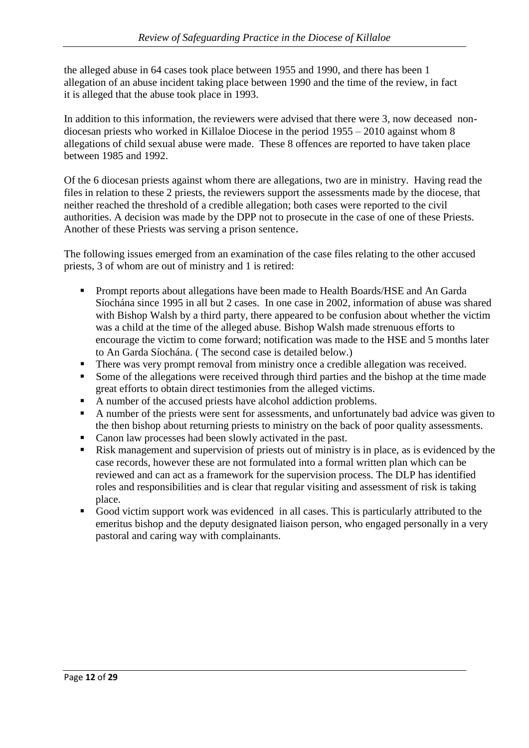the alleged abuse in 64 cases took place between 1955 and 1990, and there has been 1 allegation of an abuse incident taking place between 1990 and the time of the review, in fact it is alleged that the abuse took place in 1993.

In addition to this information, the reviewers were advised that there were 3, now deceased non-diocesan priests who worked in Killaloe Diocese in the period 1955 – 2010 against whom 8 allegations of child sexual abuse were made. These 8 offences are reported to have taken place between 1985 and 1992.

Of the 6 diocesan priests against whom there are allegations, two are in ministry. Having read the files in relation to these 2 priests, the reviewers support the assessments made by the diocese, that neither reached the threshold of a credible allegation; both cases were reported to the civil authorities. A decision was made by the DPP not to prosecute in the case of one of these Priests. Another of these Priests was serving a prison sentence.

The following issues emerged from an examination of the case files relating to the other accused priests, 3 of whom are out of ministry and 1 is retired:

- Prompt reports about allegations have been made to Health Boards/HSE and An Garda Síochána since 1995 in all but 2 cases. In one case in 2002, information of abuse was shared with Bishop Walsh by a third party, there appeared to be confusion about whether the victim was a child at the time of the alleged abuse. Bishop Walsh made strenuous efforts to encourage the victim to come forward; notification was made to the HSE and 5 months later to An Garda Síochána. ( The second case is detailed below.)
- There was very prompt removal from ministry once a credible allegation was received.
- Some of the allegations were received through third parties and the bishop at the time made great efforts to obtain direct testimonies from the alleged victims.
- A number of the accused priests have alcohol addiction problems.
- A number of the priests were sent for assessments, and unfortunately bad advice was given to the then bishop about returning priests to ministry on the back of poor quality assessments.
- Canon law processes had been slowly activated in the past.
- Risk management and supervision of priests out of ministry is in place, as is evidenced by the case records, however these are not formulated into a formal written plan which can be reviewed and can act as a framework for the supervision process. The DLP has identified roles and responsibilities and is clear that regular visiting and assessment of risk is taking place.
- Good victim support work was evidenced in all cases. This is particularly attributed to the emeritus bishop and the deputy designated liaison person, who engaged personally in a very pastoral and caring way with complainants.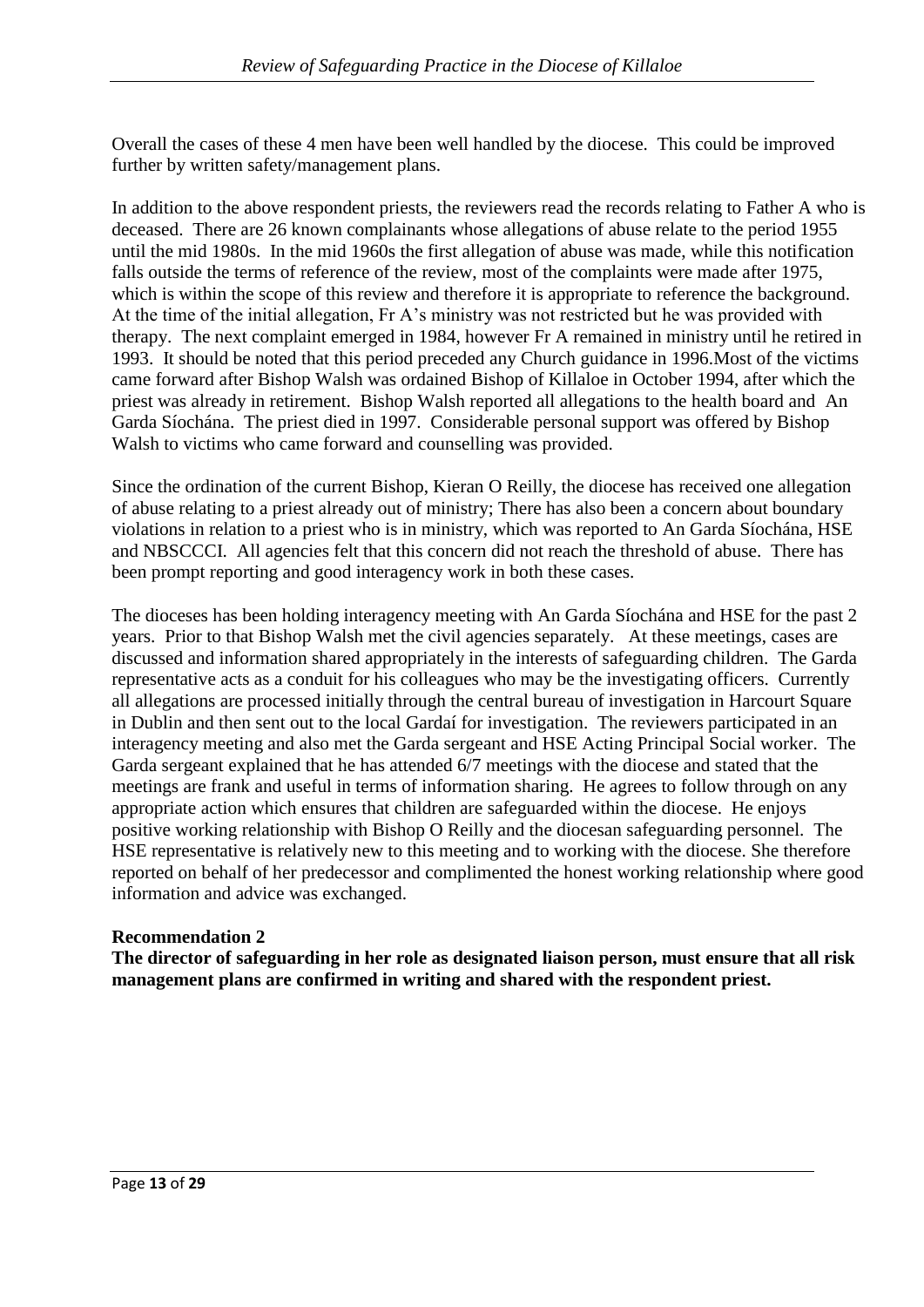Overall the cases of these 4 men have been well handled by the diocese. This could be improved further by written safety/management plans.

In addition to the above respondent priests, the reviewers read the records relating to Father A who is deceased. There are 26 known complainants whose allegations of abuse relate to the period 1955 until the mid 1980s. In the mid 1960s the first allegation of abuse was made, while this notification falls outside the terms of reference of the review, most of the complaints were made after 1975, which is within the scope of this review and therefore it is appropriate to reference the background. At the time of the initial allegation, Fr A's ministry was not restricted but he was provided with therapy. The next complaint emerged in 1984, however Fr A remained in ministry until he retired in 1993. It should be noted that this period preceded any Church guidance in 1996.Most of the victims came forward after Bishop Walsh was ordained Bishop of Killaloe in October 1994, after which the priest was already in retirement. Bishop Walsh reported all allegations to the health board and An Garda Síochána. The priest died in 1997. Considerable personal support was offered by Bishop Walsh to victims who came forward and counselling was provided.

Since the ordination of the current Bishop, Kieran O Reilly, the diocese has received one allegation of abuse relating to a priest already out of ministry; There has also been a concern about boundary violations in relation to a priest who is in ministry, which was reported to An Garda Síochána, HSE and NBSCCCI. All agencies felt that this concern did not reach the threshold of abuse. There has been prompt reporting and good interagency work in both these cases.

The dioceses has been holding interagency meeting with An Garda Síochána and HSE for the past 2 years. Prior to that Bishop Walsh met the civil agencies separately. At these meetings, cases are discussed and information shared appropriately in the interests of safeguarding children. The Garda representative acts as a conduit for his colleagues who may be the investigating officers. Currently all allegations are processed initially through the central bureau of investigation in Harcourt Square in Dublin and then sent out to the local Gardaí for investigation. The reviewers participated in an interagency meeting and also met the Garda sergeant and HSE Acting Principal Social worker. The Garda sergeant explained that he has attended 6/7 meetings with the diocese and stated that the meetings are frank and useful in terms of information sharing. He agrees to follow through on any appropriate action which ensures that children are safeguarded within the diocese. He enjoys positive working relationship with Bishop O Reilly and the diocesan safeguarding personnel. The HSE representative is relatively new to this meeting and to working with the diocese. She therefore reported on behalf of her predecessor and complimented the honest working relationship where good information and advice was exchanged.

**Recommendation 2**
**The director of safeguarding in her role as designated liaison person, must ensure that all risk management plans are confirmed in writing and shared with the respondent priest.**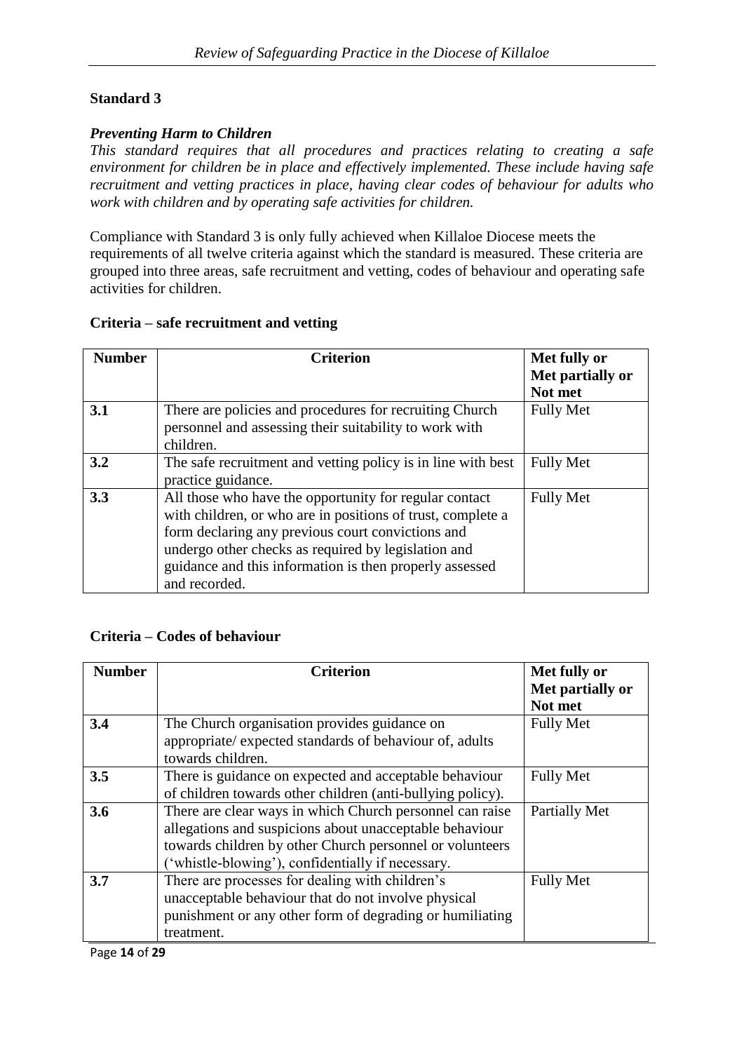## Standard 3

### *Preventing Harm to Children*

*This standard requires that all procedures and practices relating to creating a safe environment for children be in place and effectively implemented. These include having safe recruitment and vetting practices in place, having clear codes of behaviour for adults who work with children and by operating safe activities for children.*

Compliance with Standard 3 is only fully achieved when Killaloe Diocese meets the requirements of all twelve criteria against which the standard is measured. These criteria are grouped into three areas, safe recruitment and vetting, codes of behaviour and operating safe activities for children.

**Criteria – safe recruitment and vetting**

| Number | Criterion | Met fully or Met partially or Not met |
|---|---|---|
| **3.1** | There are policies and procedures for recruiting Church personnel and assessing their suitability to work with children. | Fully Met |
| **3.2** | The safe recruitment and vetting policy is in line with best practice guidance. | Fully Met |
| **3.3** | All those who have the opportunity for regular contact with children, or who are in positions of trust, complete a form declaring any previous court convictions and undergo other checks as required by legislation and guidance and this information is then properly assessed and recorded. | Fully Met |

**Criteria – Codes of behaviour**

| Number | Criterion | Met fully or Met partially or Not met |
|---|---|---|
| **3.4** | The Church organisation provides guidance on appropriate/ expected standards of behaviour of, adults towards children. | Fully Met |
| **3.5** | There is guidance on expected and acceptable behaviour of children towards other children (anti-bullying policy). | Fully Met |
| **3.6** | There are clear ways in which Church personnel can raise allegations and suspicions about unacceptable behaviour towards children by other Church personnel or volunteers ('whistle-blowing'), confidentially if necessary. | Partially Met |
| **3.7** | There are processes for dealing with children's unacceptable behaviour that do not involve physical punishment or any other form of degrading or humiliating treatment. | Fully Met |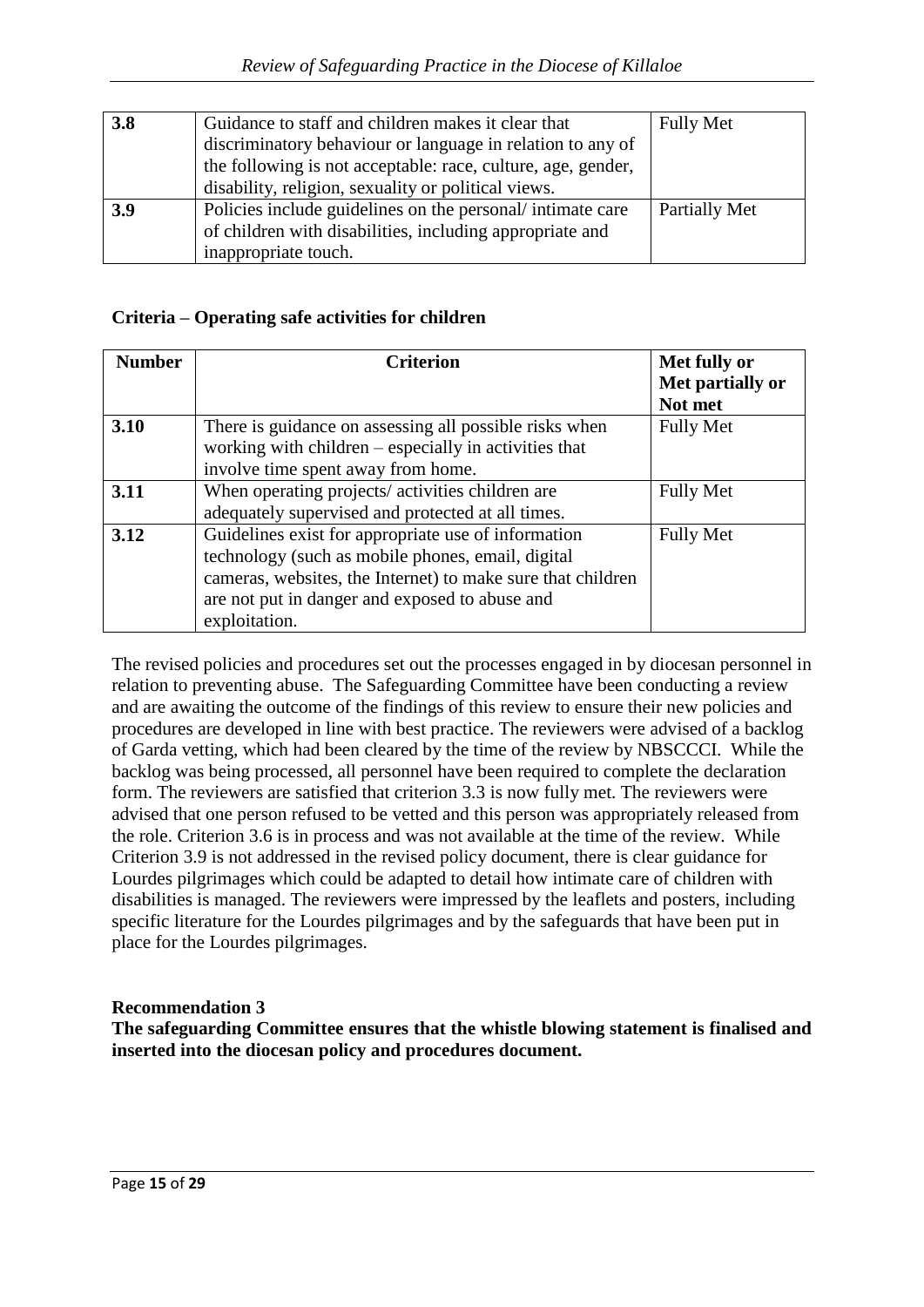| 3.8 | Guidance to staff and children makes it clear that discriminatory behaviour or language in relation to any of the following is not acceptable: race, culture, age, gender, disability, religion, sexuality or political views. | Fully Met |
|---|---|---|
| 3.9 | Policies include guidelines on the personal/ intimate care of children with disabilities, including appropriate and inappropriate touch. | Partially Met |

**Criteria – Operating safe activities for children**

| Number | Criterion | Met fully or Met partially or Not met |
|---|---|---|
| 3.10 | There is guidance on assessing all possible risks when working with children – especially in activities that involve time spent away from home. | Fully Met |
| 3.11 | When operating projects/ activities children are adequately supervised and protected at all times. | Fully Met |
| 3.12 | Guidelines exist for appropriate use of information technology (such as mobile phones, email, digital cameras, websites, the Internet) to make sure that children are not put in danger and exposed to abuse and exploitation. | Fully Met |

The revised policies and procedures set out the processes engaged in by diocesan personnel in relation to preventing abuse. The Safeguarding Committee have been conducting a review and are awaiting the outcome of the findings of this review to ensure their new policies and procedures are developed in line with best practice. The reviewers were advised of a backlog of Garda vetting, which had been cleared by the time of the review by NBSCCCI. While the backlog was being processed, all personnel have been required to complete the declaration form. The reviewers are satisfied that criterion 3.3 is now fully met. The reviewers were advised that one person refused to be vetted and this person was appropriately released from the role. Criterion 3.6 is in process and was not available at the time of the review. While Criterion 3.9 is not addressed in the revised policy document, there is clear guidance for Lourdes pilgrimages which could be adapted to detail how intimate care of children with disabilities is managed. The reviewers were impressed by the leaflets and posters, including specific literature for the Lourdes pilgrimages and by the safeguards that have been put in place for the Lourdes pilgrimages.

**Recommendation 3**
**The safeguarding Committee ensures that the whistle blowing statement is finalised and inserted into the diocesan policy and procedures document.**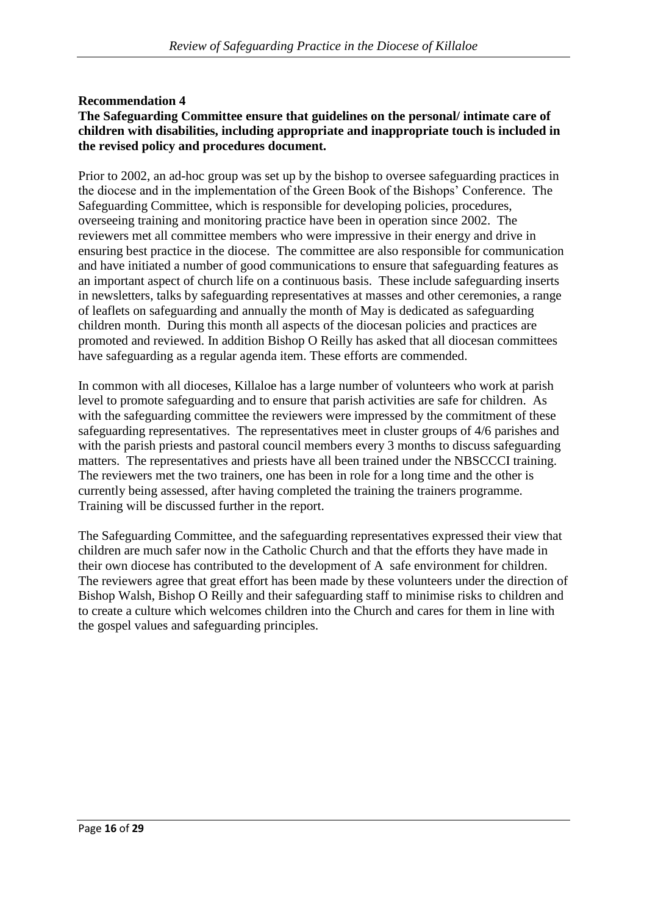**Recommendation 4**

**The Safeguarding Committee ensure that guidelines on the personal/ intimate care of children with disabilities, including appropriate and inappropriate touch is included in the revised policy and procedures document.**

Prior to 2002, an ad-hoc group was set up by the bishop to oversee safeguarding practices in the diocese and in the implementation of the Green Book of the Bishops' Conference. The Safeguarding Committee, which is responsible for developing policies, procedures, overseeing training and monitoring practice have been in operation since 2002. The reviewers met all committee members who were impressive in their energy and drive in ensuring best practice in the diocese. The committee are also responsible for communication and have initiated a number of good communications to ensure that safeguarding features as an important aspect of church life on a continuous basis. These include safeguarding inserts in newsletters, talks by safeguarding representatives at masses and other ceremonies, a range of leaflets on safeguarding and annually the month of May is dedicated as safeguarding children month. During this month all aspects of the diocesan policies and practices are promoted and reviewed. In addition Bishop O Reilly has asked that all diocesan committees have safeguarding as a regular agenda item. These efforts are commended.

In common with all dioceses, Killaloe has a large number of volunteers who work at parish level to promote safeguarding and to ensure that parish activities are safe for children. As with the safeguarding committee the reviewers were impressed by the commitment of these safeguarding representatives. The representatives meet in cluster groups of 4/6 parishes and with the parish priests and pastoral council members every 3 months to discuss safeguarding matters. The representatives and priests have all been trained under the NBSCCCI training. The reviewers met the two trainers, one has been in role for a long time and the other is currently being assessed, after having completed the training the trainers programme. Training will be discussed further in the report.

The Safeguarding Committee, and the safeguarding representatives expressed their view that children are much safer now in the Catholic Church and that the efforts they have made in their own diocese has contributed to the development of A safe environment for children. The reviewers agree that great effort has been made by these volunteers under the direction of Bishop Walsh, Bishop O Reilly and their safeguarding staff to minimise risks to children and to create a culture which welcomes children into the Church and cares for them in line with the gospel values and safeguarding principles.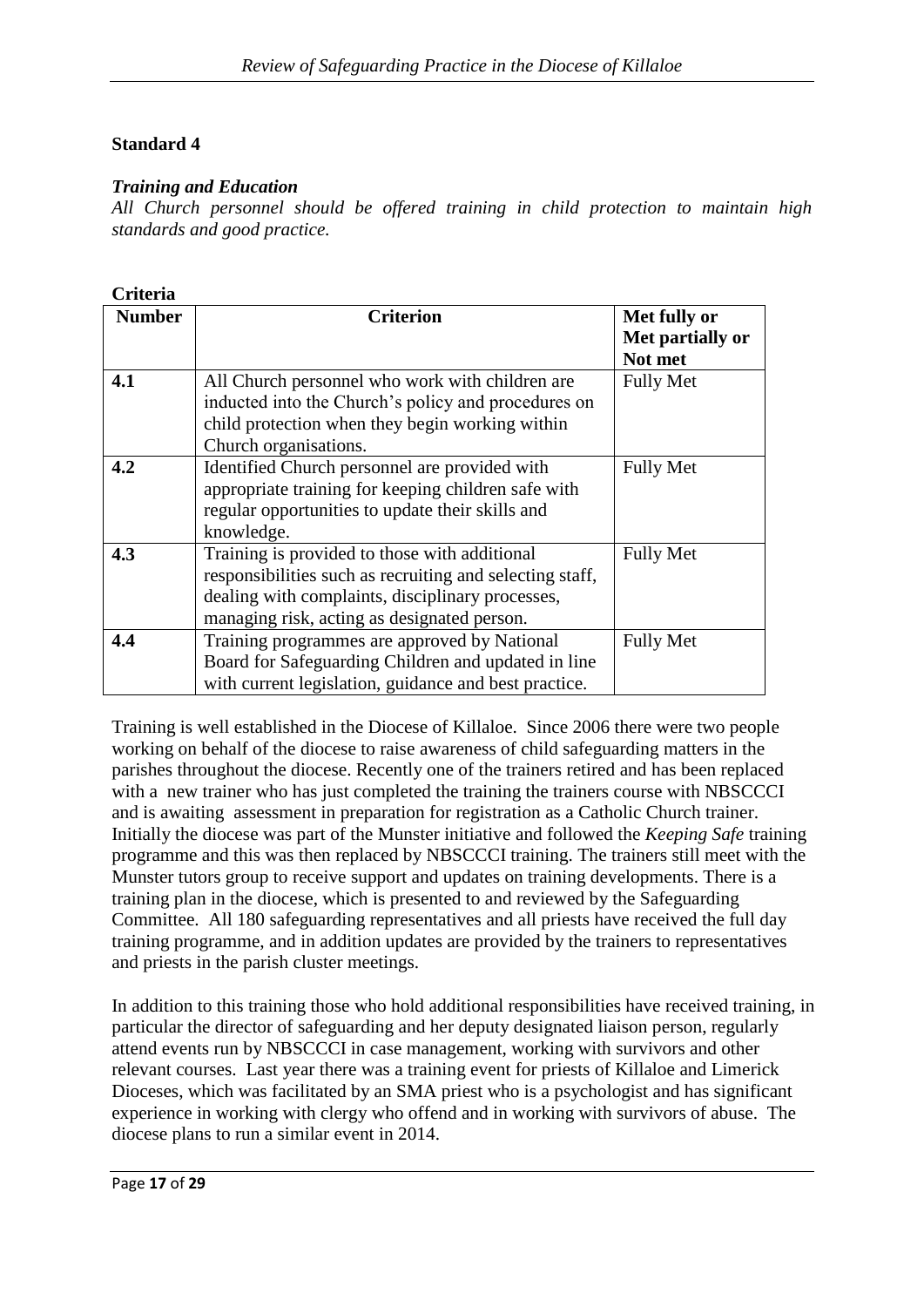## Standard 4

### *Training and Education*

*All Church personnel should be offered training in child protection to maintain high standards and good practice.*

**Criteria**

| **Number** | **Criterion** | **Met fully or Met partially or Not met** |
|---|---|---|
| **4.1** | All Church personnel who work with children are inducted into the Church's policy and procedures on child protection when they begin working within Church organisations. | Fully Met |
| **4.2** | Identified Church personnel are provided with appropriate training for keeping children safe with regular opportunities to update their skills and knowledge. | Fully Met |
| **4.3** | Training is provided to those with additional responsibilities such as recruiting and selecting staff, dealing with complaints, disciplinary processes, managing risk, acting as designated person. | Fully Met |
| **4.4** | Training programmes are approved by National Board for Safeguarding Children and updated in line with current legislation, guidance and best practice. | Fully Met |

Training is well established in the Diocese of Killaloe. Since 2006 there were two people working on behalf of the diocese to raise awareness of child safeguarding matters in the parishes throughout the diocese. Recently one of the trainers retired and has been replaced with a new trainer who has just completed the training the trainers course with NBSCCCI and is awaiting assessment in preparation for registration as a Catholic Church trainer. Initially the diocese was part of the Munster initiative and followed the *Keeping Safe* training programme and this was then replaced by NBSCCCI training. The trainers still meet with the Munster tutors group to receive support and updates on training developments. There is a training plan in the diocese, which is presented to and reviewed by the Safeguarding Committee. All 180 safeguarding representatives and all priests have received the full day training programme, and in addition updates are provided by the trainers to representatives and priests in the parish cluster meetings.

In addition to this training those who hold additional responsibilities have received training, in particular the director of safeguarding and her deputy designated liaison person, regularly attend events run by NBSCCCI in case management, working with survivors and other relevant courses. Last year there was a training event for priests of Killaloe and Limerick Dioceses, which was facilitated by an SMA priest who is a psychologist and has significant experience in working with clergy who offend and in working with survivors of abuse. The diocese plans to run a similar event in 2014.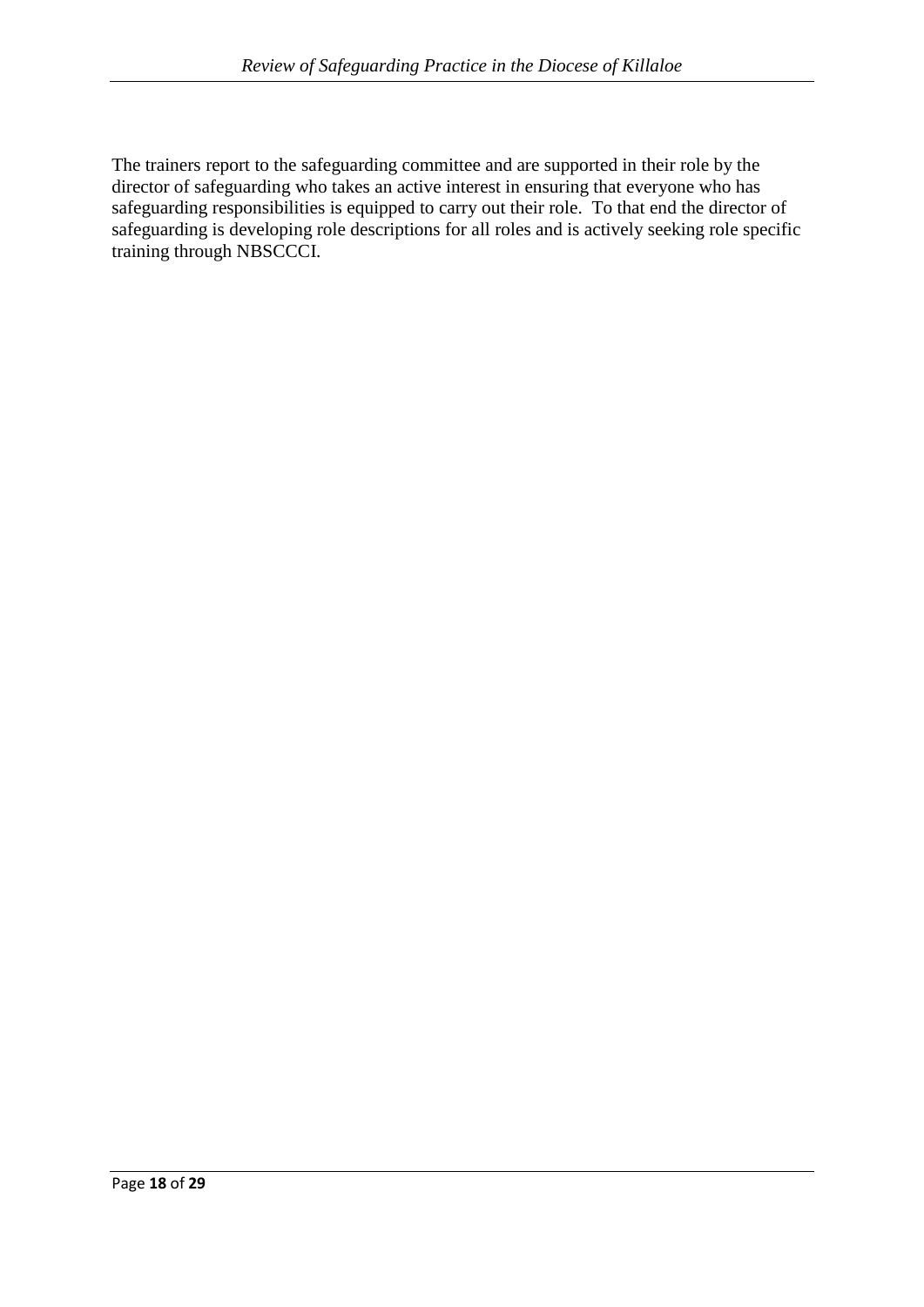The trainers report to the safeguarding committee and are supported in their role by the director of safeguarding who takes an active interest in ensuring that everyone who has safeguarding responsibilities is equipped to carry out their role. To that end the director of safeguarding is developing role descriptions for all roles and is actively seeking role specific training through NBSCCCI.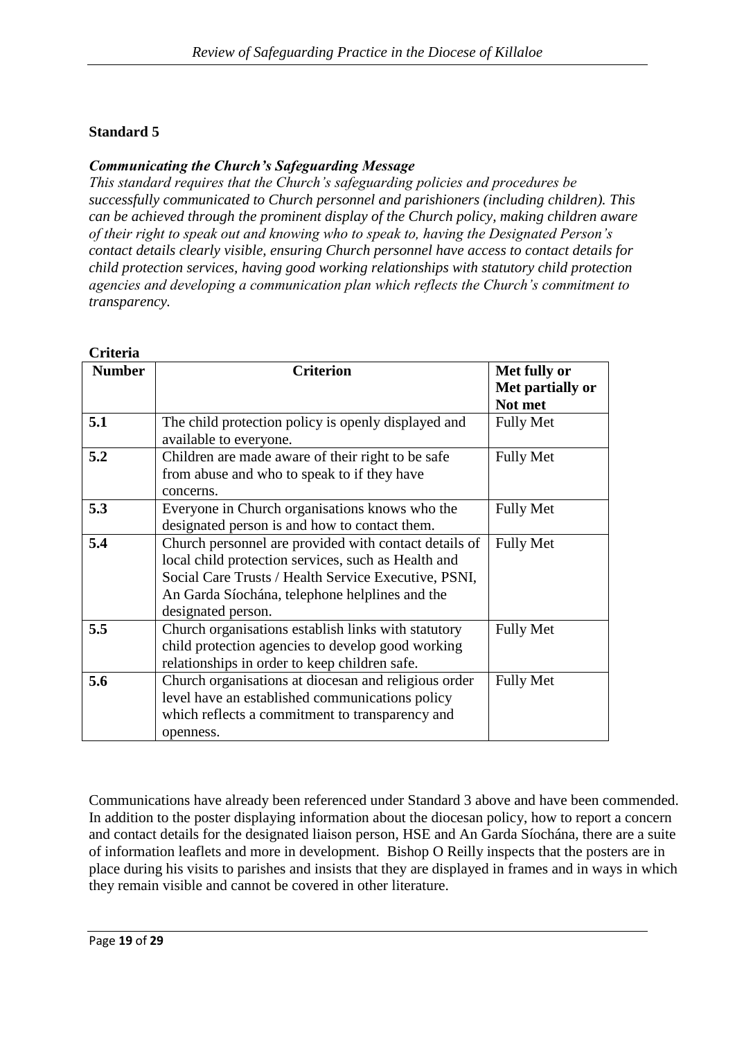## Standard 5

***Communicating the Church's Safeguarding Message***

*This standard requires that the Church's safeguarding policies and procedures be successfully communicated to Church personnel and parishioners (including children). This can be achieved through the prominent display of the Church policy, making children aware of their right to speak out and knowing who to speak to, having the Designated Person's contact details clearly visible, ensuring Church personnel have access to contact details for child protection services, having good working relationships with statutory child protection agencies and developing a communication plan which reflects the Church's commitment to transparency.*

**Criteria**

| Number | Criterion | Met fully or Met partially or Not met |
|---|---|---|
| **5.1** | The child protection policy is openly displayed and available to everyone. | Fully Met |
| **5.2** | Children are made aware of their right to be safe from abuse and who to speak to if they have concerns. | Fully Met |
| **5.3** | Everyone in Church organisations knows who the designated person is and how to contact them. | Fully Met |
| **5.4** | Church personnel are provided with contact details of local child protection services, such as Health and Social Care Trusts / Health Service Executive, PSNI, An Garda Síochána, telephone helplines and the designated person. | Fully Met |
| **5.5** | Church organisations establish links with statutory child protection agencies to develop good working relationships in order to keep children safe. | Fully Met |
| **5.6** | Church organisations at diocesan and religious order level have an established communications policy which reflects a commitment to transparency and openness. | Fully Met |

Communications have already been referenced under Standard 3 above and have been commended. In addition to the poster displaying information about the diocesan policy, how to report a concern and contact details for the designated liaison person, HSE and An Garda Síochána, there are a suite of information leaflets and more in development. Bishop O Reilly inspects that the posters are in place during his visits to parishes and insists that they are displayed in frames and in ways in which they remain visible and cannot be covered in other literature.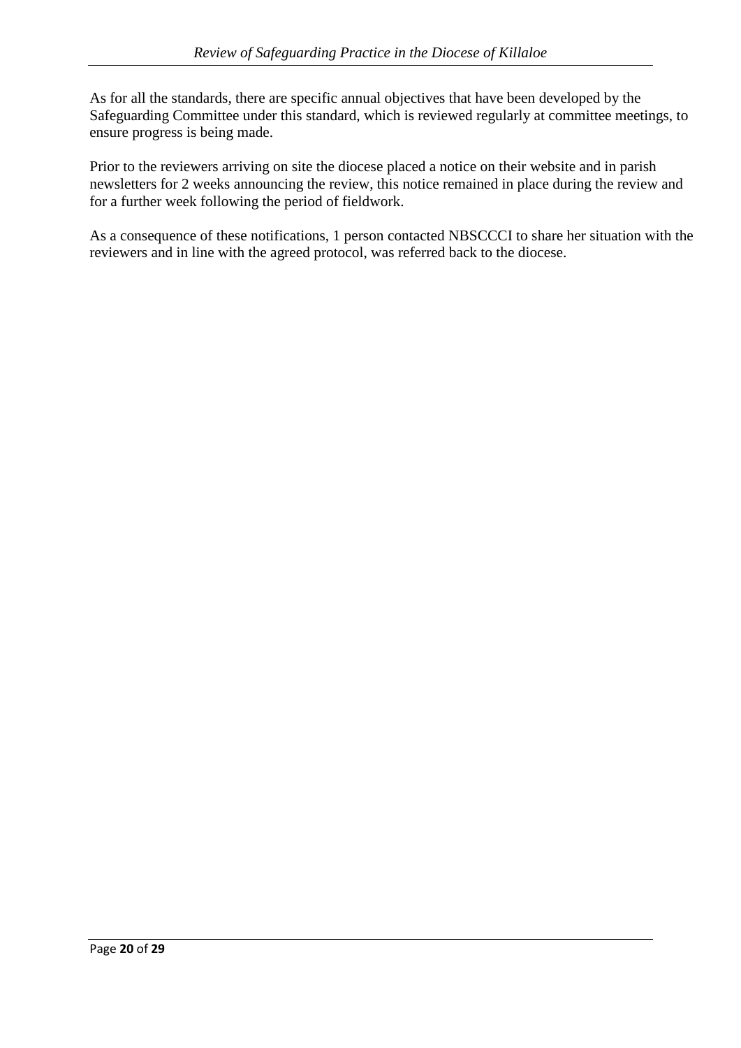As for all the standards, there are specific annual objectives that have been developed by the Safeguarding Committee under this standard, which is reviewed regularly at committee meetings, to ensure progress is being made.

Prior to the reviewers arriving on site the diocese placed a notice on their website and in parish newsletters for 2 weeks announcing the review, this notice remained in place during the review and for a further week following the period of fieldwork.

As a consequence of these notifications, 1 person contacted NBSCCCI to share her situation with the reviewers and in line with the agreed protocol, was referred back to the diocese.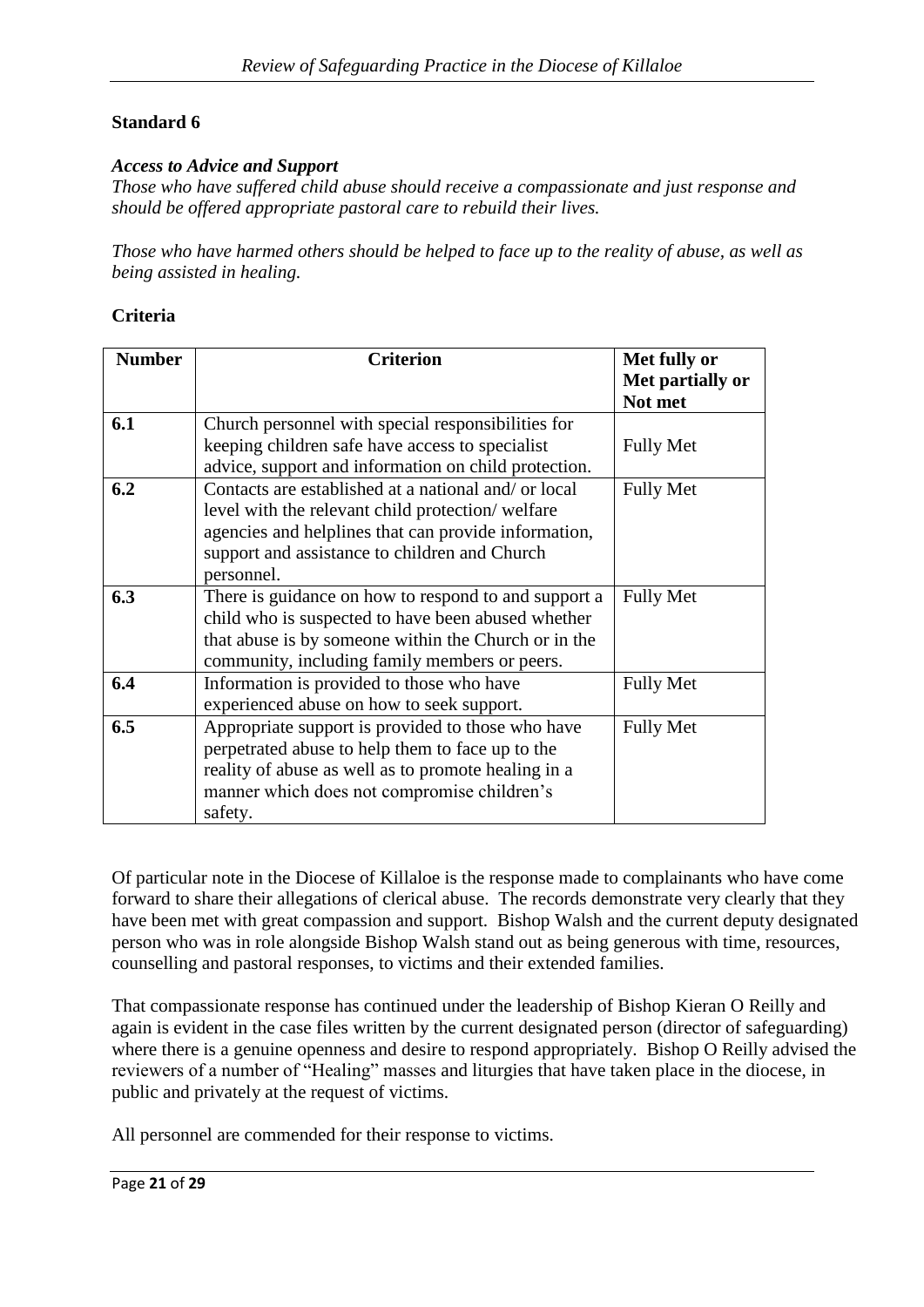## Standard 6

***Access to Advice and Support***

*Those who have suffered child abuse should receive a compassionate and just response and should be offered appropriate pastoral care to rebuild their lives.*

*Those who have harmed others should be helped to face up to the reality of abuse, as well as being assisted in healing.*

### Criteria

| Number | Criterion | Met fully or Met partially or Not met |
|---|---|---|
| **6.1** | Church personnel with special responsibilities for keeping children safe have access to specialist advice, support and information on child protection. | Fully Met |
| **6.2** | Contacts are established at a national and/ or local level with the relevant child protection/ welfare agencies and helplines that can provide information, support and assistance to children and Church personnel. | Fully Met |
| **6.3** | There is guidance on how to respond to and support a child who is suspected to have been abused whether that abuse is by someone within the Church or in the community, including family members or peers. | Fully Met |
| **6.4** | Information is provided to those who have experienced abuse on how to seek support. | Fully Met |
| **6.5** | Appropriate support is provided to those who have perpetrated abuse to help them to face up to the reality of abuse as well as to promote healing in a manner which does not compromise children's safety. | Fully Met |

Of particular note in the Diocese of Killaloe is the response made to complainants who have come forward to share their allegations of clerical abuse. The records demonstrate very clearly that they have been met with great compassion and support. Bishop Walsh and the current deputy designated person who was in role alongside Bishop Walsh stand out as being generous with time, resources, counselling and pastoral responses, to victims and their extended families.

That compassionate response has continued under the leadership of Bishop Kieran O Reilly and again is evident in the case files written by the current designated person (director of safeguarding) where there is a genuine openness and desire to respond appropriately. Bishop O Reilly advised the reviewers of a number of "Healing" masses and liturgies that have taken place in the diocese, in public and privately at the request of victims.

All personnel are commended for their response to victims.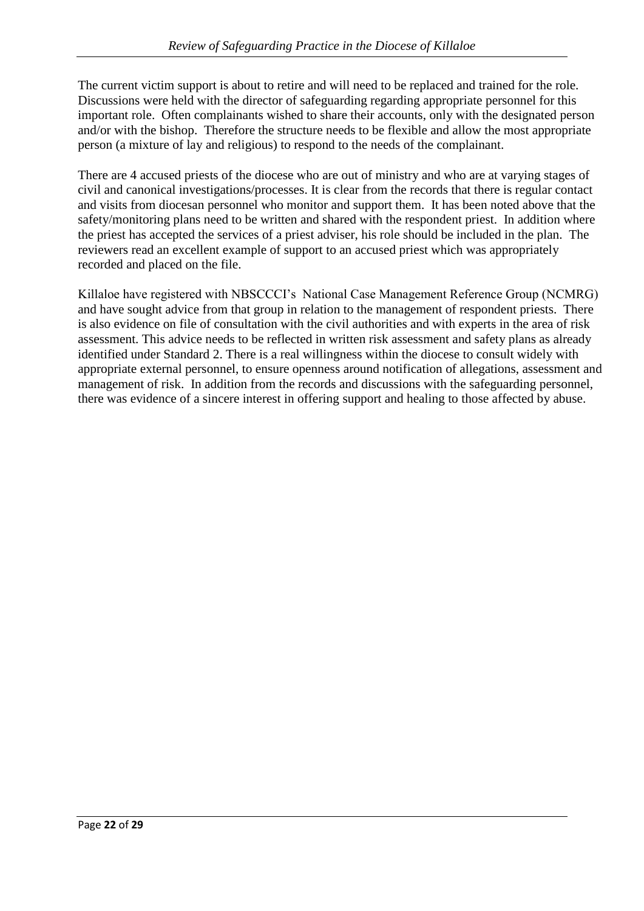The current victim support is about to retire and will need to be replaced and trained for the role. Discussions were held with the director of safeguarding regarding appropriate personnel for this important role. Often complainants wished to share their accounts, only with the designated person and/or with the bishop. Therefore the structure needs to be flexible and allow the most appropriate person (a mixture of lay and religious) to respond to the needs of the complainant.

There are 4 accused priests of the diocese who are out of ministry and who are at varying stages of civil and canonical investigations/processes. It is clear from the records that there is regular contact and visits from diocesan personnel who monitor and support them. It has been noted above that the safety/monitoring plans need to be written and shared with the respondent priest. In addition where the priest has accepted the services of a priest adviser, his role should be included in the plan. The reviewers read an excellent example of support to an accused priest which was appropriately recorded and placed on the file.

Killaloe have registered with NBSCCCI's National Case Management Reference Group (NCMRG) and have sought advice from that group in relation to the management of respondent priests. There is also evidence on file of consultation with the civil authorities and with experts in the area of risk assessment. This advice needs to be reflected in written risk assessment and safety plans as already identified under Standard 2. There is a real willingness within the diocese to consult widely with appropriate external personnel, to ensure openness around notification of allegations, assessment and management of risk. In addition from the records and discussions with the safeguarding personnel, there was evidence of a sincere interest in offering support and healing to those affected by abuse.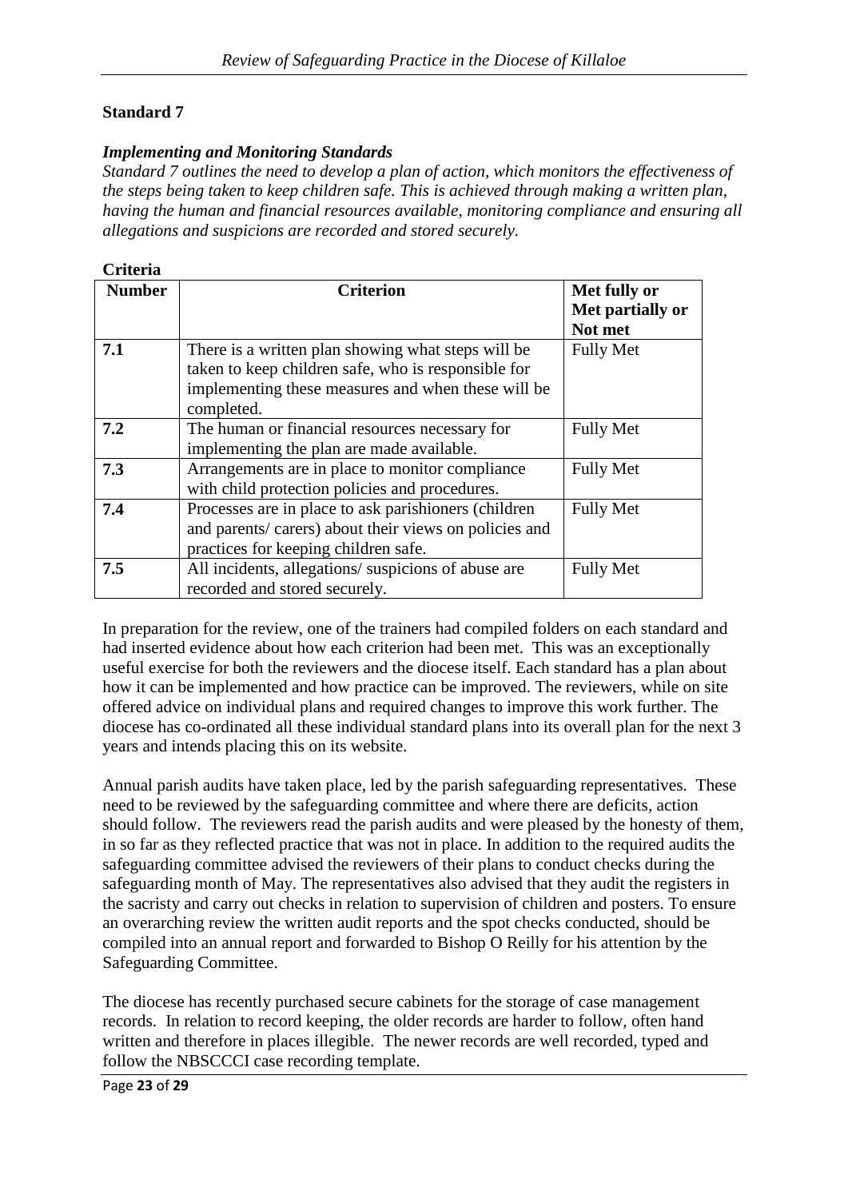**Standard 7**

***Implementing and Monitoring Standards***

*Standard 7 outlines the need to develop a plan of action, which monitors the effectiveness of the steps being taken to keep children safe. This is achieved through making a written plan, having the human and financial resources available, monitoring compliance and ensuring all allegations and suspicions are recorded and stored securely.*

**Criteria**

| **Number** | **Criterion** | **Met fully or Met partially or Not met** |
|---|---|---|
| **7.1** | There is a written plan showing what steps will be taken to keep children safe, who is responsible for implementing these measures and when these will be completed. | Fully Met |
| **7.2** | The human or financial resources necessary for implementing the plan are made available. | Fully Met |
| **7.3** | Arrangements are in place to monitor compliance with child protection policies and procedures. | Fully Met |
| **7.4** | Processes are in place to ask parishioners (children and parents/ carers) about their views on policies and practices for keeping children safe. | Fully Met |
| **7.5** | All incidents, allegations/ suspicions of abuse are recorded and stored securely. | Fully Met |

In preparation for the review, one of the trainers had compiled folders on each standard and had inserted evidence about how each criterion had been met. This was an exceptionally useful exercise for both the reviewers and the diocese itself. Each standard has a plan about how it can be implemented and how practice can be improved. The reviewers, while on site offered advice on individual plans and required changes to improve this work further. The diocese has co-ordinated all these individual standard plans into its overall plan for the next 3 years and intends placing this on its website.

Annual parish audits have taken place, led by the parish safeguarding representatives. These need to be reviewed by the safeguarding committee and where there are deficits, action should follow. The reviewers read the parish audits and were pleased by the honesty of them, in so far as they reflected practice that was not in place. In addition to the required audits the safeguarding committee advised the reviewers of their plans to conduct checks during the safeguarding month of May. The representatives also advised that they audit the registers in the sacristy and carry out checks in relation to supervision of children and posters. To ensure an overarching review the written audit reports and the spot checks conducted, should be compiled into an annual report and forwarded to Bishop O Reilly for his attention by the Safeguarding Committee.

The diocese has recently purchased secure cabinets for the storage of case management records. In relation to record keeping, the older records are harder to follow, often hand written and therefore in places illegible. The newer records are well recorded, typed and follow the NBSCCCI case recording template.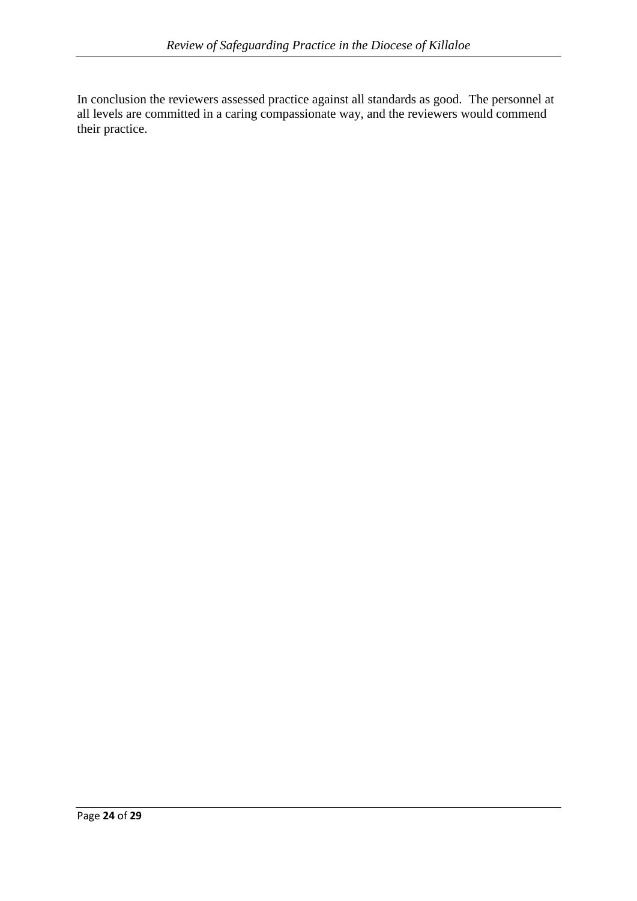In conclusion the reviewers assessed practice against all standards as good.  The personnel at all levels are committed in a caring compassionate way, and the reviewers would commend their practice.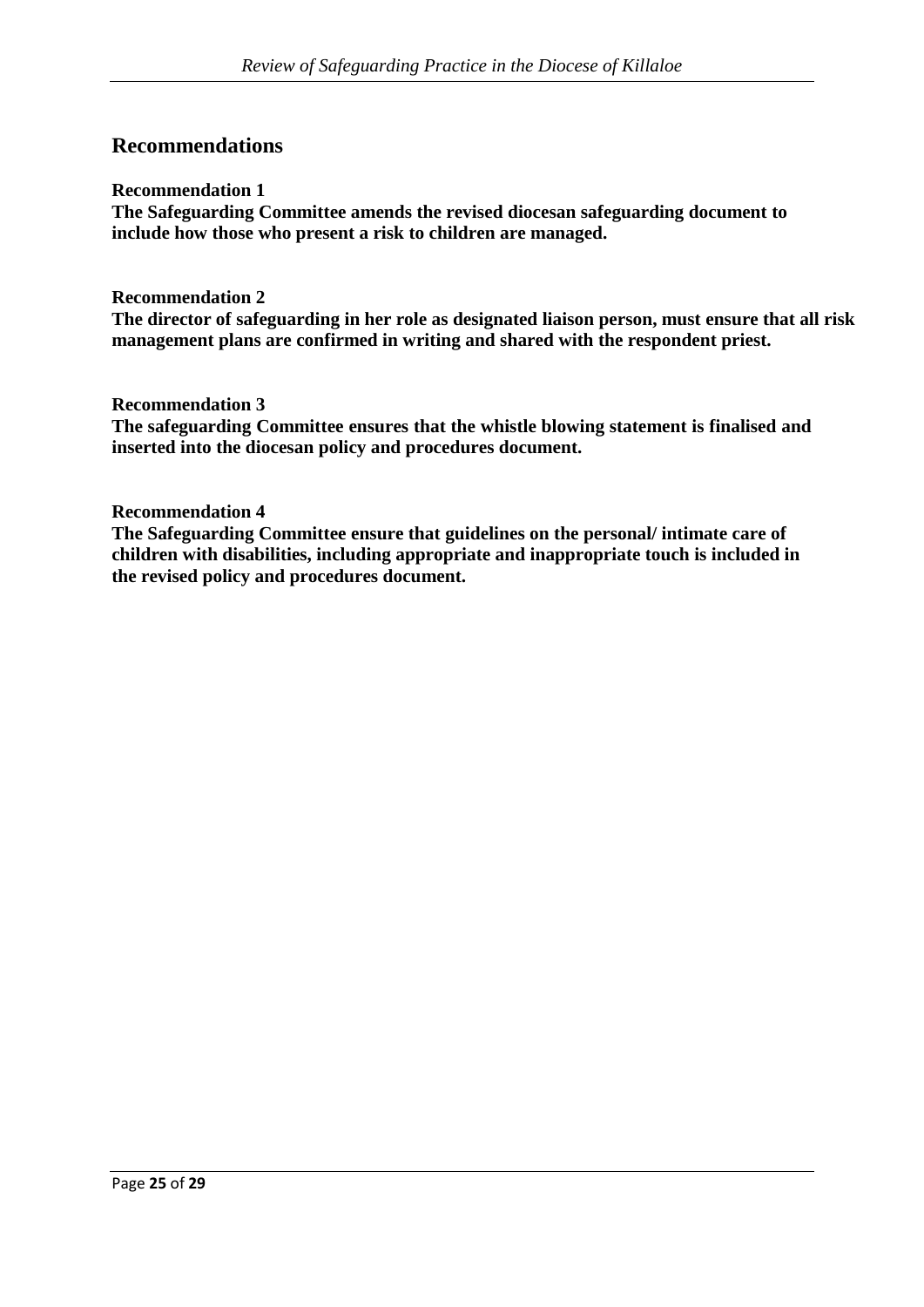## Recommendations

**Recommendation 1**
**The Safeguarding Committee amends the revised diocesan safeguarding document to include how those who present a risk to children are managed.**

**Recommendation 2**
**The director of safeguarding in her role as designated liaison person, must ensure that all risk management plans are confirmed in writing and shared with the respondent priest.**

**Recommendation 3**
**The safeguarding Committee ensures that the whistle blowing statement is finalised and inserted into the diocesan policy and procedures document.**

**Recommendation 4**
**The Safeguarding Committee ensure that guidelines on the personal/ intimate care of children with disabilities, including appropriate and inappropriate touch is included in the revised policy and procedures document.**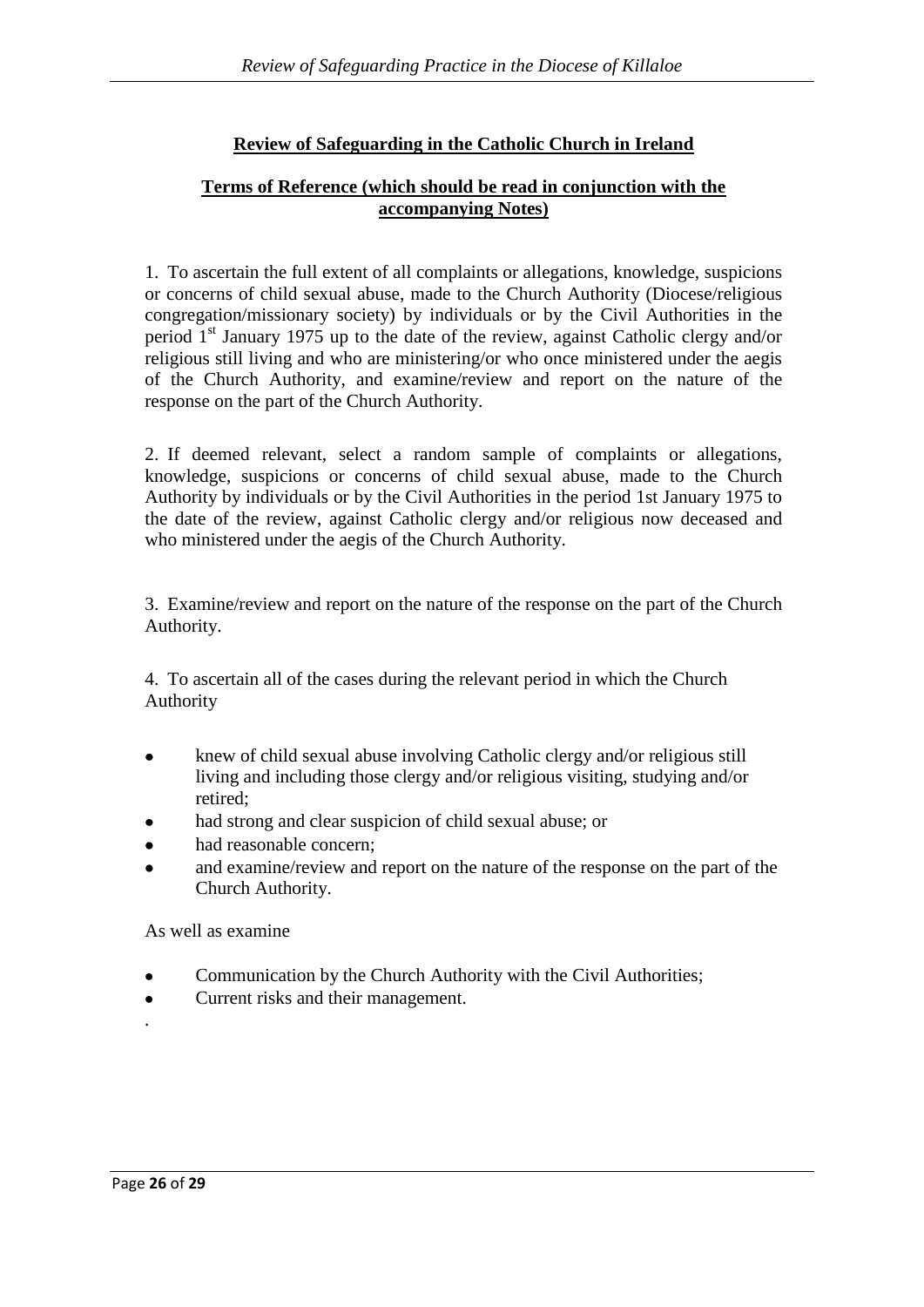## Review of Safeguarding in the Catholic Church in Ireland

### Terms of Reference (which should be read in conjunction with the accompanying Notes)

1. To ascertain the full extent of all complaints or allegations, knowledge, suspicions or concerns of child sexual abuse, made to the Church Authority (Diocese/religious congregation/missionary society) by individuals or by the Civil Authorities in the period 1st January 1975 up to the date of the review, against Catholic clergy and/or religious still living and who are ministering/or who once ministered under the aegis of the Church Authority, and examine/review and report on the nature of the response on the part of the Church Authority.

2. If deemed relevant, select a random sample of complaints or allegations, knowledge, suspicions or concerns of child sexual abuse, made to the Church Authority by individuals or by the Civil Authorities in the period 1st January 1975 to the date of the review, against Catholic clergy and/or religious now deceased and who ministered under the aegis of the Church Authority.

3. Examine/review and report on the nature of the response on the part of the Church Authority.

4. To ascertain all of the cases during the relevant period in which the Church Authority

- knew of child sexual abuse involving Catholic clergy and/or religious still living and including those clergy and/or religious visiting, studying and/or retired;
- had strong and clear suspicion of child sexual abuse; or
- had reasonable concern;
- and examine/review and report on the nature of the response on the part of the Church Authority.

As well as examine

- Communication by the Church Authority with the Civil Authorities;
- Current risks and their management.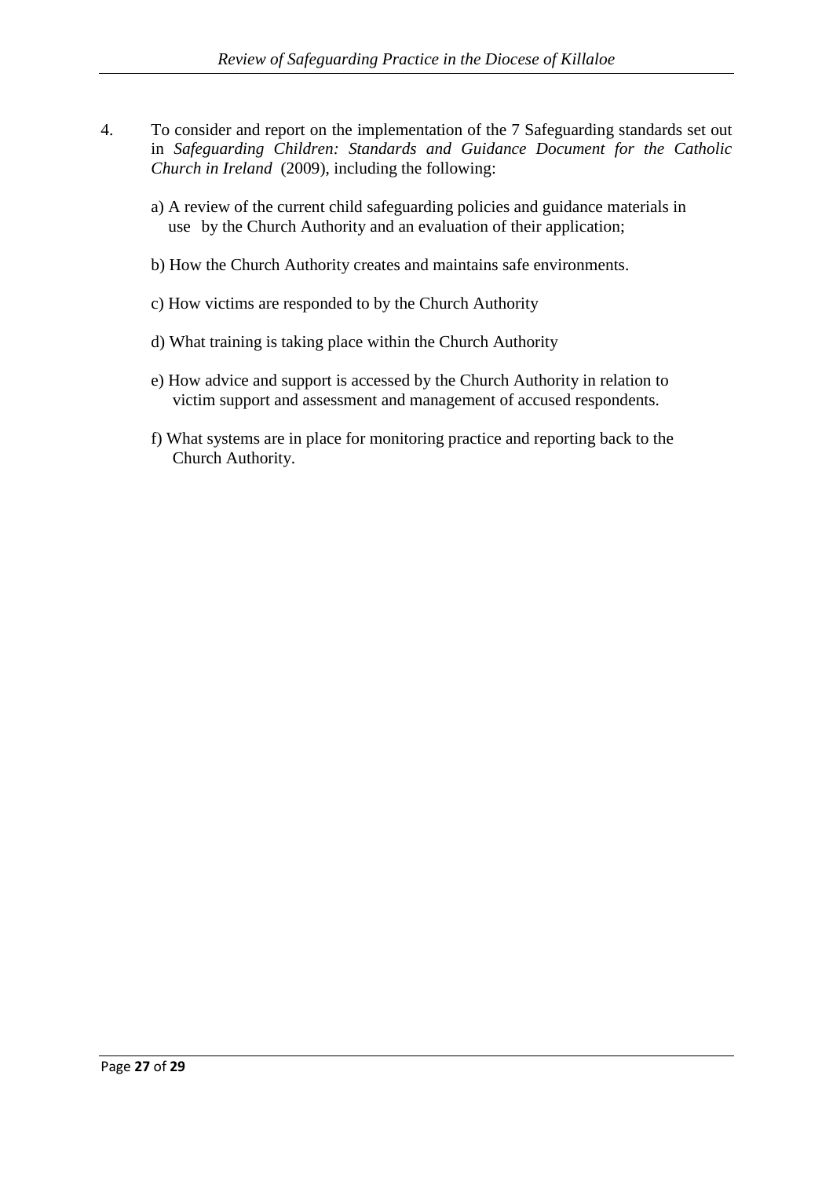4. To consider and report on the implementation of the 7 Safeguarding standards set out in *Safeguarding Children: Standards and Guidance Document for the Catholic Church in Ireland* (2009), including the following:

   a) A review of the current child safeguarding policies and guidance materials in use by the Church Authority and an evaluation of their application;

   b) How the Church Authority creates and maintains safe environments.

   c) How victims are responded to by the Church Authority

   d) What training is taking place within the Church Authority

   e) How advice and support is accessed by the Church Authority in relation to victim support and assessment and management of accused respondents.

   f) What systems are in place for monitoring practice and reporting back to the Church Authority.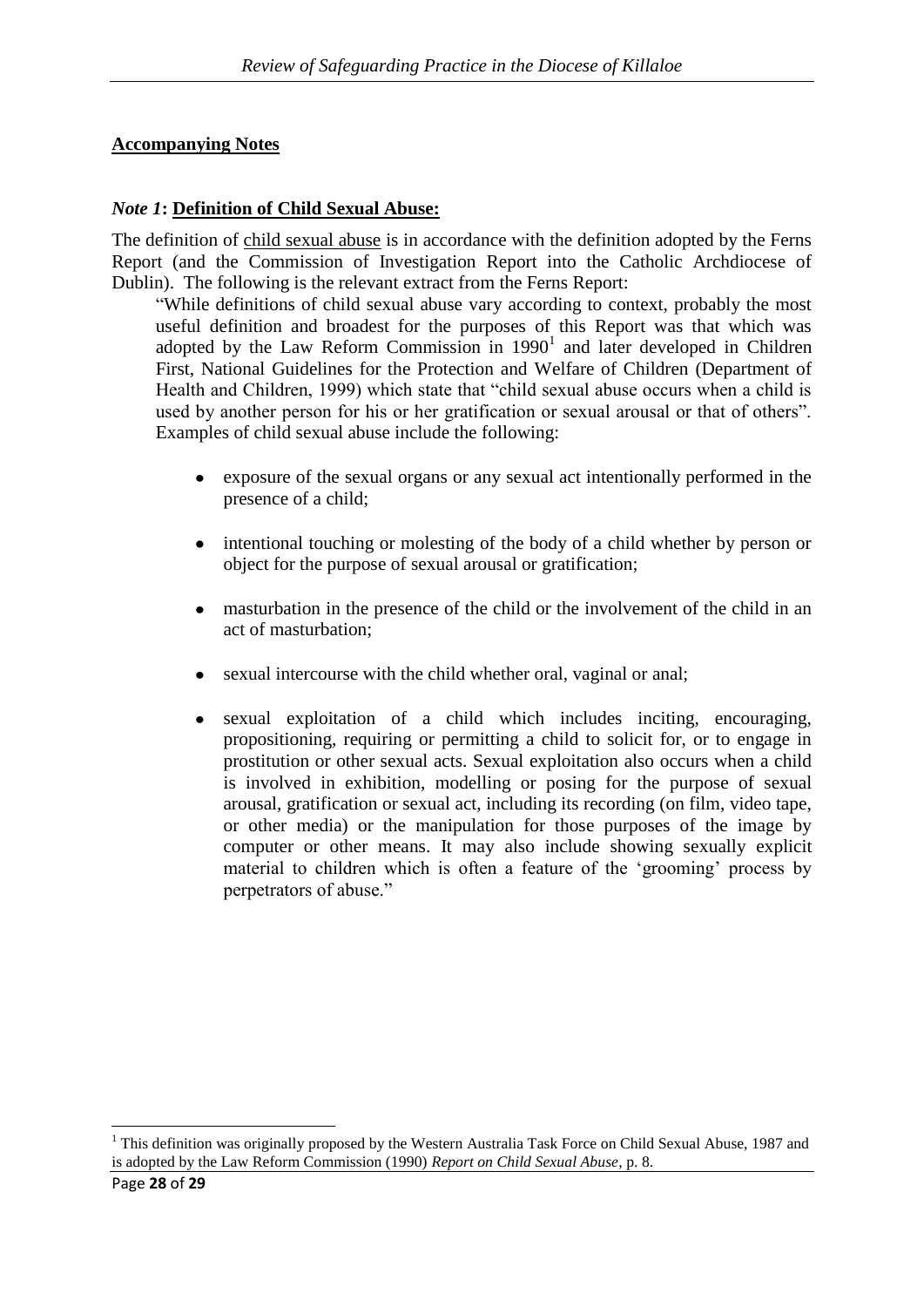**Accompanying Notes**

***Note 1*: Definition of Child Sexual Abuse:**

The definition of child sexual abuse is in accordance with the definition adopted by the Ferns Report (and the Commission of Investigation Report into the Catholic Archdiocese of Dublin). The following is the relevant extract from the Ferns Report:

> "While definitions of child sexual abuse vary according to context, probably the most useful definition and broadest for the purposes of this Report was that which was adopted by the Law Reform Commission in 1990[1] and later developed in Children First, National Guidelines for the Protection and Welfare of Children (Department of Health and Children, 1999) which state that "child sexual abuse occurs when a child is used by another person for his or her gratification or sexual arousal or that of others". Examples of child sexual abuse include the following:
>
> - exposure of the sexual organs or any sexual act intentionally performed in the presence of a child;
> - intentional touching or molesting of the body of a child whether by person or object for the purpose of sexual arousal or gratification;
> - masturbation in the presence of the child or the involvement of the child in an act of masturbation;
> - sexual intercourse with the child whether oral, vaginal or anal;
> - sexual exploitation of a child which includes inciting, encouraging, propositioning, requiring or permitting a child to solicit for, or to engage in prostitution or other sexual acts. Sexual exploitation also occurs when a child is involved in exhibition, modelling or posing for the purpose of sexual arousal, gratification or sexual act, including its recording (on film, video tape, or other media) or the manipulation for those purposes of the image by computer or other means. It may also include showing sexually explicit material to children which is often a feature of the 'grooming' process by perpetrators of abuse."

[1] This definition was originally proposed by the Western Australia Task Force on Child Sexual Abuse, 1987 and is adopted by the Law Reform Commission (1990) *Report on Child Sexual Abuse*, p. 8.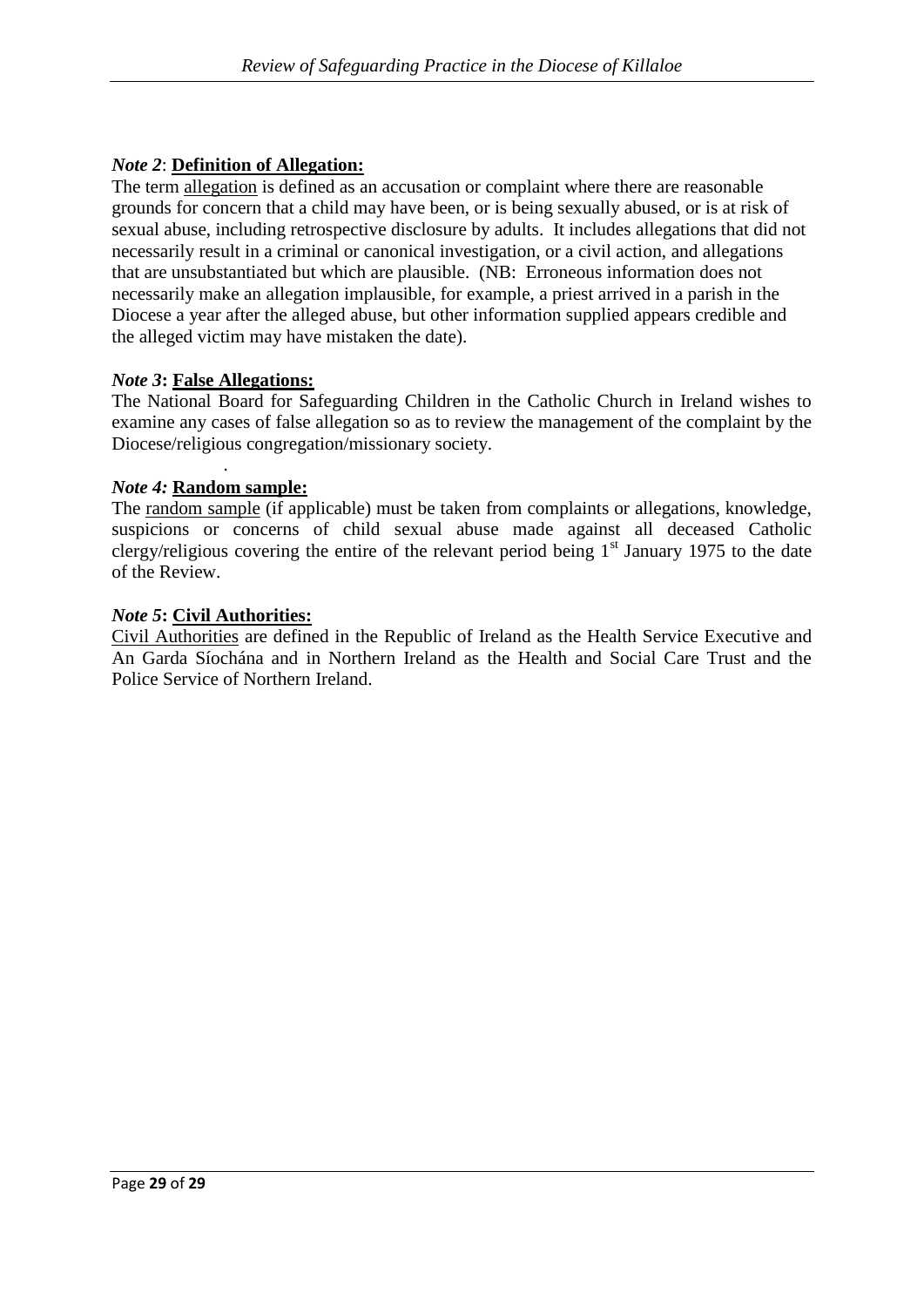*Note 2*: **Definition of Allegation:**

The term allegation is defined as an accusation or complaint where there are reasonable grounds for concern that a child may have been, or is being sexually abused, or is at risk of sexual abuse, including retrospective disclosure by adults. It includes allegations that did not necessarily result in a criminal or canonical investigation, or a civil action, and allegations that are unsubstantiated but which are plausible. (NB: Erroneous information does not necessarily make an allegation implausible, for example, a priest arrived in a parish in the Diocese a year after the alleged abuse, but other information supplied appears credible and the alleged victim may have mistaken the date).

*Note 3*: **False Allegations:**

The National Board for Safeguarding Children in the Catholic Church in Ireland wishes to examine any cases of false allegation so as to review the management of the complaint by the Diocese/religious congregation/missionary society.

*Note 4:* **Random sample:**

The random sample (if applicable) must be taken from complaints or allegations, knowledge, suspicions or concerns of child sexual abuse made against all deceased Catholic clergy/religious covering the entire of the relevant period being 1st January 1975 to the date of the Review.

*Note 5*: **Civil Authorities:**

Civil Authorities are defined in the Republic of Ireland as the Health Service Executive and An Garda Síochána and in Northern Ireland as the Health and Social Care Trust and the Police Service of Northern Ireland.